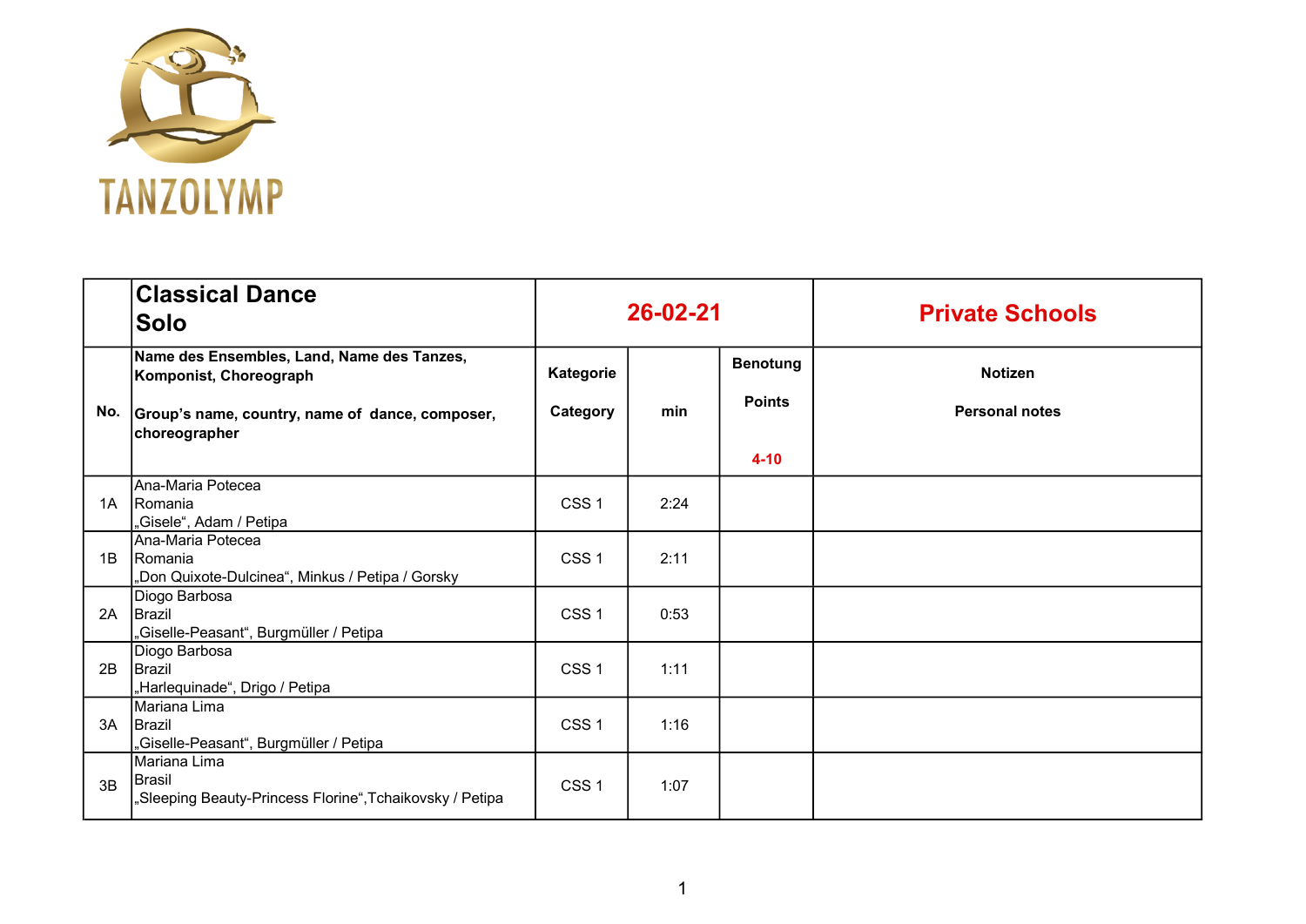TANZOLYMP

| | Classical Dance<br>Solo | 26-02-21 | | | Private Schools |
|---|---|---|---|---|---|
| No. | Name des Ensembles, Land, Name des Tanzes, Komponist, Choreograph<br><br>Group's name, country, name of dance, composer, choreographer | Kategorie<br><br>Category | min | Benotung<br><br>Points<br><br>4-10 | Notizen<br><br>Personal notes |
| 1A | Ana-Maria Potecea<br>Romania<br>„Gisele", Adam / Petipa | CSS 1 | 2:24 | | |
| 1B | Ana-Maria Potecea<br>Romania<br>„Don Quixote-Dulcinea", Minkus / Petipa / Gorsky | CSS 1 | 2:11 | | |
| 2A | Diogo Barbosa<br>Brazil<br>„Giselle-Peasant", Burgmüller / Petipa | CSS 1 | 0:53 | | |
| 2B | Diogo Barbosa<br>Brazil<br>„Harlequinade", Drigo / Petipa | CSS 1 | 1:11 | | |
| 3A | Mariana Lima<br>Brazil<br>„Giselle-Peasant", Burgmüller / Petipa | CSS 1 | 1:16 | | |
| 3B | Mariana Lima<br>Brasil<br>„Sleeping Beauty-Princess Florine",Tchaikovsky / Petipa | CSS 1 | 1:07 | | |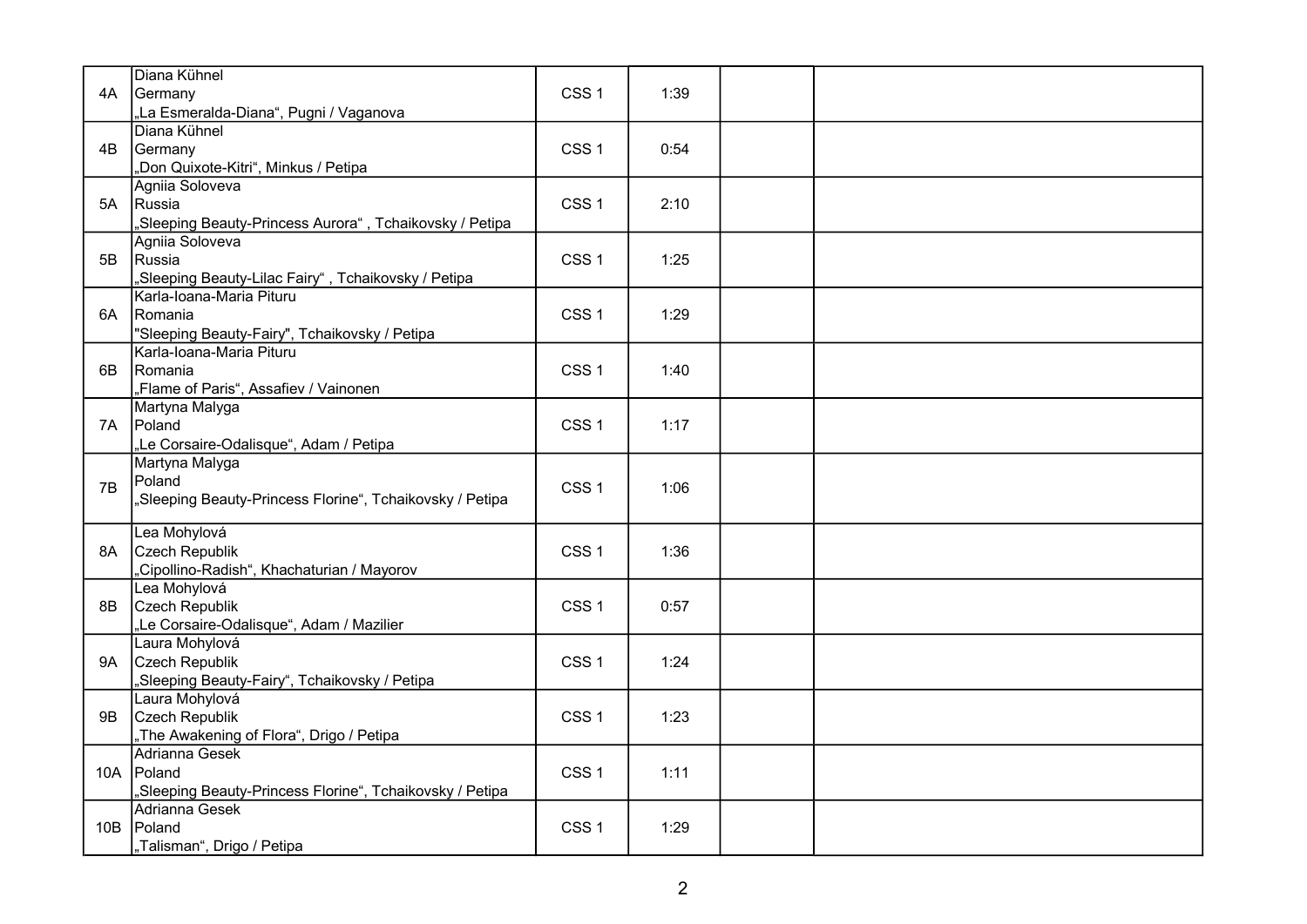| | | | | | |
|---|---|---|---|---|---|
| 4A | Diana Kühnel<br>Germany<br>„La Esmeralda-Diana“, Pugni / Vaganova | CSS 1 | 1:39 | | |
| 4B | Diana Kühnel<br>Germany<br>„Don Quixote-Kitri“, Minkus / Petipa | CSS 1 | 0:54 | | |
| 5A | Agniia Soloveva<br>Russia<br>„Sleeping Beauty-Princess Aurora“ , Tchaikovsky / Petipa | CSS 1 | 2:10 | | |
| 5B | Agniia Soloveva<br>Russia<br>„Sleeping Beauty-Lilac Fairy“ , Tchaikovsky / Petipa | CSS 1 | 1:25 | | |
| 6A | Karla-Ioana-Maria Pituru<br>Romania<br>"Sleeping Beauty-Fairy", Tchaikovsky / Petipa | CSS 1 | 1:29 | | |
| 6B | Karla-Ioana-Maria Pituru<br>Romania<br>„Flame of Paris“, Assafiev / Vainonen | CSS 1 | 1:40 | | |
| 7A | Martyna Malyga<br>Poland<br>„Le Corsaire-Odalisque“, Adam / Petipa | CSS 1 | 1:17 | | |
| 7B | Martyna Malyga<br>Poland<br>„Sleeping Beauty-Princess Florine“, Tchaikovsky / Petipa | CSS 1 | 1:06 | | |
| 8A | Lea Mohylová<br>Czech Republik<br>„Cipollino-Radish“, Khachaturian / Mayorov | CSS 1 | 1:36 | | |
| 8B | Lea Mohylová<br>Czech Republik<br>„Le Corsaire-Odalisque“, Adam / Mazilier | CSS 1 | 0:57 | | |
| 9A | Laura Mohylová<br>Czech Republik<br>„Sleeping Beauty-Fairy“, Tchaikovsky / Petipa | CSS 1 | 1:24 | | |
| 9B | Laura Mohylová<br>Czech Republik<br>„The Awakening of Flora“, Drigo / Petipa | CSS 1 | 1:23 | | |
| 10A | Adrianna Gesek<br>Poland<br>„Sleeping Beauty-Princess Florine“, Tchaikovsky / Petipa | CSS 1 | 1:11 | | |
| 10B | Adrianna Gesek<br>Poland<br>„Talisman“, Drigo / Petipa | CSS 1 | 1:29 | | |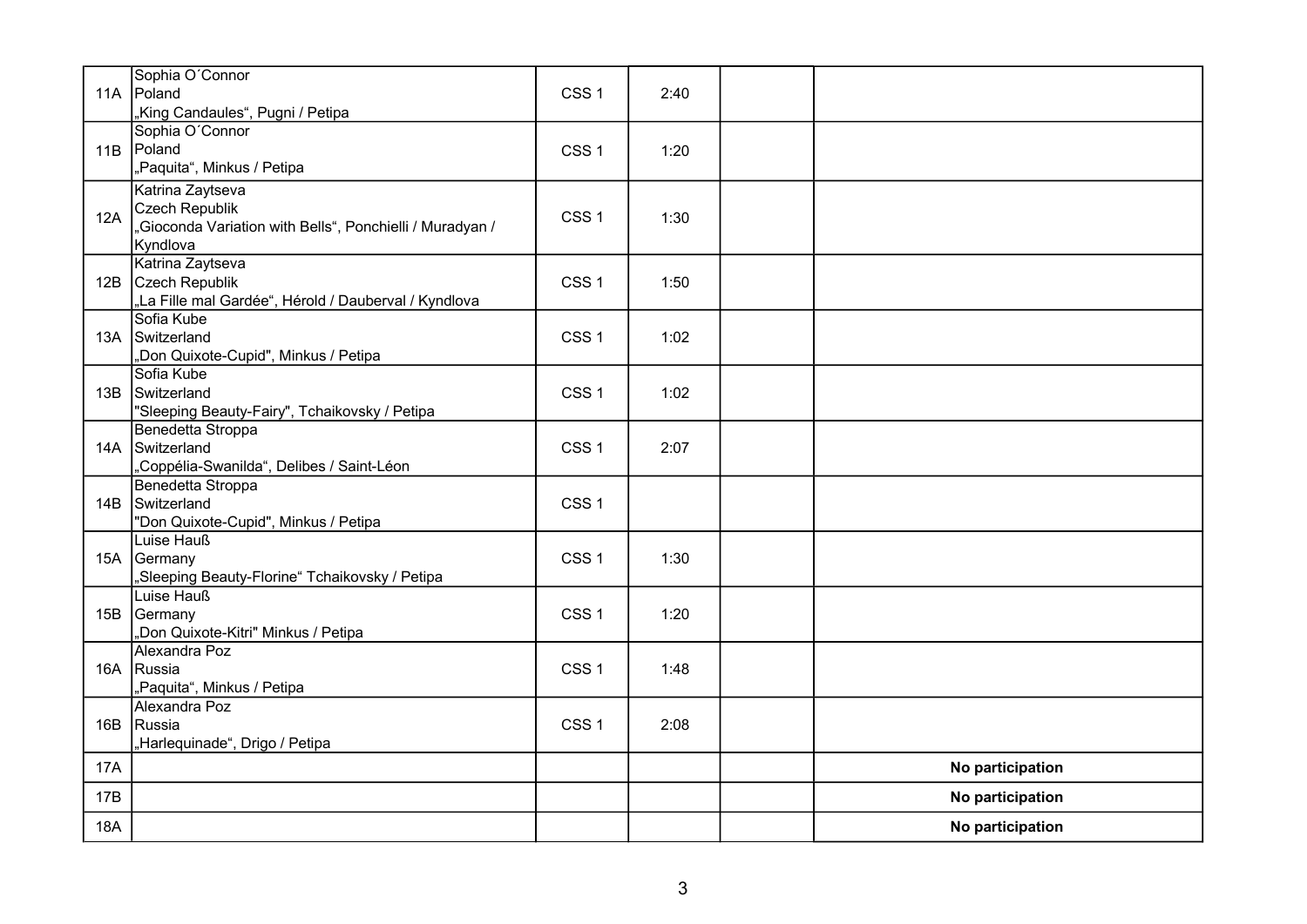| | | | | | |
|---|---|---|---|---|---|
| 11A | Sophia O´Connor<br>Poland<br>„King Candaules", Pugni / Petipa | CSS 1 | 2:40 | | |
| 11B | Sophia O´Connor<br>Poland<br>„Paquita", Minkus / Petipa | CSS 1 | 1:20 | | |
| 12A | Katrina Zaytseva<br>Czech Republik<br>„Gioconda Variation with Bells", Ponchielli / Muradyan / Kyndlova | CSS 1 | 1:30 | | |
| 12B | Katrina Zaytseva<br>Czech Republik<br>„La Fille mal Gardée", Hérold / Dauberval / Kyndlova | CSS 1 | 1:50 | | |
| 13A | Sofia Kube<br>Switzerland<br>„Don Quixote-Cupid", Minkus / Petipa | CSS 1 | 1:02 | | |
| 13B | Sofia Kube<br>Switzerland<br>"Sleeping Beauty-Fairy", Tchaikovsky / Petipa | CSS 1 | 1:02 | | |
| 14A | Benedetta Stroppa<br>Switzerland<br>„Coppélia-Swanilda", Delibes / Saint-Léon | CSS 1 | 2:07 | | |
| 14B | Benedetta Stroppa<br>Switzerland<br>"Don Quixote-Cupid", Minkus / Petipa | CSS 1 | | | |
| 15A | Luise Hauß<br>Germany<br>„Sleeping Beauty-Florine" Tchaikovsky / Petipa | CSS 1 | 1:30 | | |
| 15B | Luise Hauß<br>Germany<br>„Don Quixote-Kitri" Minkus / Petipa | CSS 1 | 1:20 | | |
| 16A | Alexandra Poz<br>Russia<br>„Paquita", Minkus / Petipa | CSS 1 | 1:48 | | |
| 16B | Alexandra Poz<br>Russia<br>„Harlequinade", Drigo / Petipa | CSS 1 | 2:08 | | |
| 17A | | | | | **No participation** |
| 17B | | | | | **No participation** |
| 18A | | | | | **No participation** |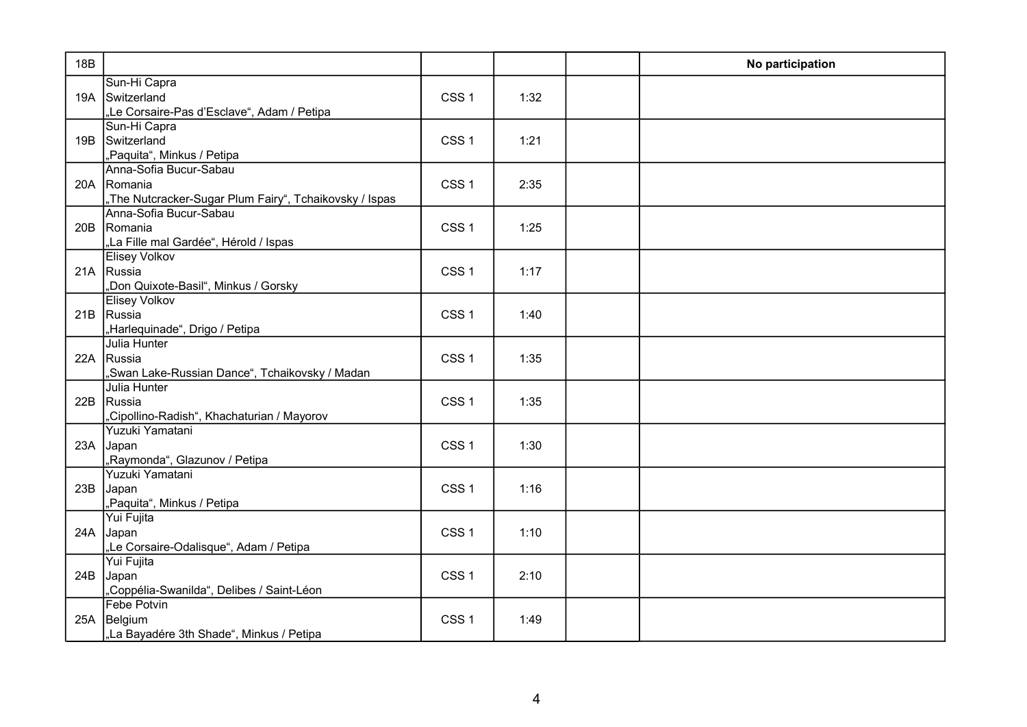| | | | | | |
|---|---|---|---|---|---|
| 18B | | | | | **No participation** |
| 19A | Sun-Hi Capra<br>Switzerland<br>„Le Corsaire-Pas d'Esclave", Adam / Petipa | CSS 1 | 1:32 | | |
| 19B | Sun-Hi Capra<br>Switzerland<br>„Paquita", Minkus / Petipa | CSS 1 | 1:21 | | |
| 20A | Anna-Sofia Bucur-Sabau<br>Romania<br>„The Nutcracker-Sugar Plum Fairy", Tchaikovsky / Ispas | CSS 1 | 2:35 | | |
| 20B | Anna-Sofia Bucur-Sabau<br>Romania<br>„La Fille mal Gardée", Hérold / Ispas | CSS 1 | 1:25 | | |
| 21A | Elisey Volkov<br>Russia<br>„Don Quixote-Basil", Minkus / Gorsky | CSS 1 | 1:17 | | |
| 21B | Elisey Volkov<br>Russia<br>„Harlequinade", Drigo / Petipa | CSS 1 | 1:40 | | |
| 22A | Julia Hunter<br>Russia<br>„Swan Lake-Russian Dance", Tchaikovsky / Madan | CSS 1 | 1:35 | | |
| 22B | Julia Hunter<br>Russia<br>„Cipollino-Radish", Khachaturian / Mayorov | CSS 1 | 1:35 | | |
| 23A | Yuzuki Yamatani<br>Japan<br>„Raymonda", Glazunov / Petipa | CSS 1 | 1:30 | | |
| 23B | Yuzuki Yamatani<br>Japan<br>„Paquita", Minkus / Petipa | CSS 1 | 1:16 | | |
| 24A | Yui Fujita<br>Japan<br>„Le Corsaire-Odalisque", Adam / Petipa | CSS 1 | 1:10 | | |
| 24B | Yui Fujita<br>Japan<br>„Coppélia-Swanilda", Delibes / Saint-Léon | CSS 1 | 2:10 | | |
| 25A | Febe Potvin<br>Belgium<br>„La Bayadére 3th Shade", Minkus / Petipa | CSS 1 | 1:49 | | |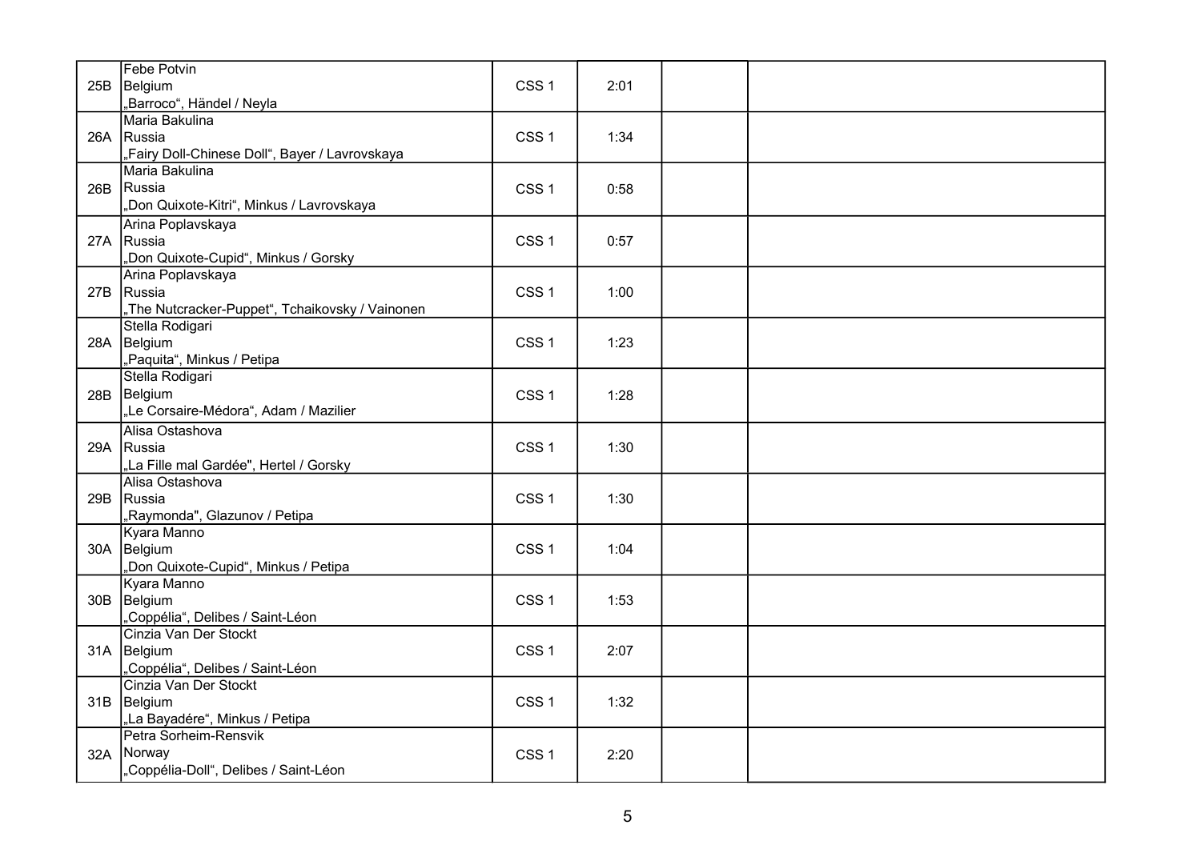| | | | | | |
|---|---|---|---|---|---|
| 25B | Febe Potvin<br>Belgium<br>„Barroco“, Händel / Neyla | CSS 1 | 2:01 | | |
| 26A | Maria Bakulina<br>Russia<br>„Fairy Doll-Chinese Doll“, Bayer / Lavrovskaya | CSS 1 | 1:34 | | |
| 26B | Maria Bakulina<br>Russia<br>„Don Quixote-Kitri“, Minkus / Lavrovskaya | CSS 1 | 0:58 | | |
| 27A | Arina Poplavskaya<br>Russia<br>„Don Quixote-Cupid“, Minkus / Gorsky | CSS 1 | 0:57 | | |
| 27B | Arina Poplavskaya<br>Russia<br>„The Nutcracker-Puppet“, Tchaikovsky / Vainonen | CSS 1 | 1:00 | | |
| 28A | Stella Rodigari<br>Belgium<br>„Paquita“, Minkus / Petipa | CSS 1 | 1:23 | | |
| 28B | Stella Rodigari<br>Belgium<br>„Le Corsaire-Médora“, Adam / Mazilier | CSS 1 | 1:28 | | |
| 29A | Alisa Ostashova<br>Russia<br>„La Fille mal Gardée", Hertel / Gorsky | CSS 1 | 1:30 | | |
| 29B | Alisa Ostashova<br>Russia<br>„Raymonda", Glazunov / Petipa | CSS 1 | 1:30 | | |
| 30A | Kyara Manno<br>Belgium<br>„Don Quixote-Cupid“, Minkus / Petipa | CSS 1 | 1:04 | | |
| 30B | Kyara Manno<br>Belgium<br>„Coppélia“, Delibes / Saint-Léon | CSS 1 | 1:53 | | |
| 31A | Cinzia Van Der Stockt<br>Belgium<br>„Coppélia“, Delibes / Saint-Léon | CSS 1 | 2:07 | | |
| 31B | Cinzia Van Der Stockt<br>Belgium<br>„La Bayadére“, Minkus / Petipa | CSS 1 | 1:32 | | |
| 32A | Petra Sorheim-Rensvik<br>Norway<br>„Coppélia-Doll“, Delibes / Saint-Léon | CSS 1 | 2:20 | | |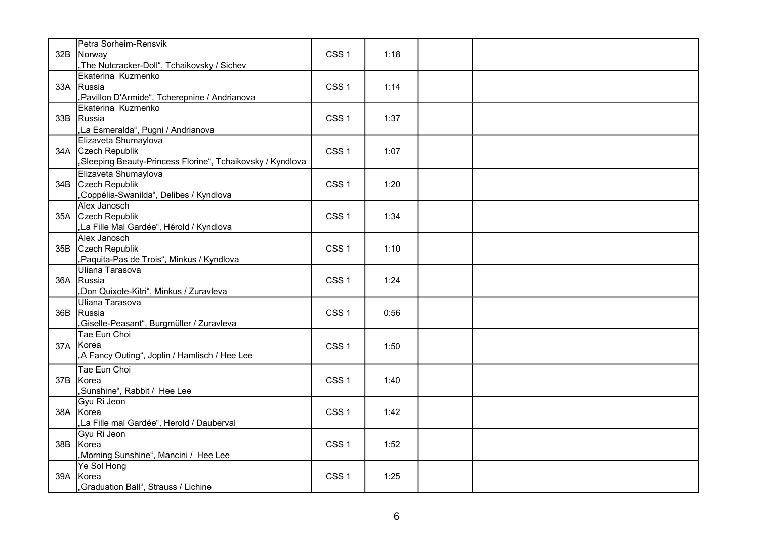| | | | | | |
|---|---|---|---|---|---|
| 32B | Petra Sorheim-Rensvik<br>Norway<br>„The Nutcracker-Doll“, Tchaikovsky / Sichev | CSS 1 | 1:18 | | |
| 33A | Ekaterina Kuzmenko<br>Russia<br>„Pavillon D'Armide“, Tcherepnine / Andrianova | CSS 1 | 1:14 | | |
| 33B | Ekaterina Kuzmenko<br>Russia<br>„La Esmeralda“, Pugni / Andrianova | CSS 1 | 1:37 | | |
| 34A | Elizaveta Shumaylova<br>Czech Republik<br>„Sleeping Beauty-Princess Florine“, Tchaikovsky / Kyndlova | CSS 1 | 1:07 | | |
| 34B | Elizaveta Shumaylova<br>Czech Republik<br>„Coppélia-Swanilda“, Delibes / Kyndlova | CSS 1 | 1:20 | | |
| 35A | Alex Janosch<br>Czech Republik<br>„La Fille Mal Gardée“, Hérold / Kyndlova | CSS 1 | 1:34 | | |
| 35B | Alex Janosch<br>Czech Republik<br>„Paquita-Pas de Trois“, Minkus / Kyndlova | CSS 1 | 1:10 | | |
| 36A | Uliana Tarasova<br>Russia<br>„Don Quixote-Kitri“, Minkus / Zuravleva | CSS 1 | 1:24 | | |
| 36B | Uliana Tarasova<br>Russia<br>„Giselle-Peasant“, Burgmüller / Zuravleva | CSS 1 | 0:56 | | |
| 37A | Tae Eun Choi<br>Korea<br>„A Fancy Outing“, Joplin / Hamlisch / Hee Lee | CSS 1 | 1:50 | | |
| 37B | Tae Eun Choi<br>Korea<br>„Sunshine“, Rabbit / Hee Lee | CSS 1 | 1:40 | | |
| 38A | Gyu Ri Jeon<br>Korea<br>„La Fille mal Gardée“, Herold / Dauberval | CSS 1 | 1:42 | | |
| 38B | Gyu Ri Jeon<br>Korea<br>„Morning Sunshine“, Mancini / Hee Lee | CSS 1 | 1:52 | | |
| 39A | Ye Sol Hong<br>Korea<br>„Graduation Ball“, Strauss / Lichine | CSS 1 | 1:25 | | |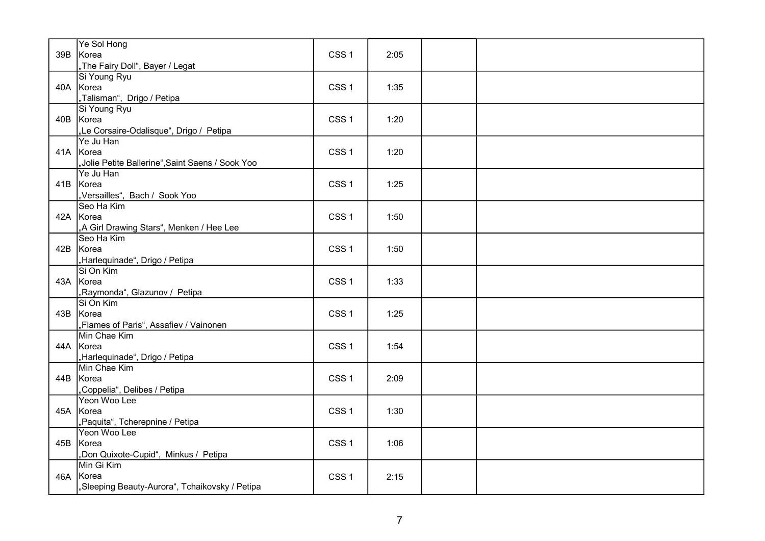| | | | | | |
|---|---|---|---|---|---|
| 39B | Ye Sol Hong<br>Korea<br>„The Fairy Doll“, Bayer / Legat | CSS 1 | 2:05 | | |
| 40A | Si Young Ryu<br>Korea<br>„Talisman“,  Drigo / Petipa | CSS 1 | 1:35 | | |
| 40B | Si Young Ryu<br>Korea<br>„Le Corsaire-Odalisque“, Drigo /  Petipa | CSS 1 | 1:20 | | |
| 41A | Ye Ju Han<br>Korea<br>„Jolie Petite Ballerine“,Saint Saens / Sook Yoo | CSS 1 | 1:20 | | |
| 41B | Ye Ju Han<br>Korea<br>„Versailles“,  Bach /  Sook Yoo | CSS 1 | 1:25 | | |
| 42A | Seo Ha Kim<br>Korea<br>„A Girl Drawing Stars“, Menken / Hee Lee | CSS 1 | 1:50 | | |
| 42B | Seo Ha Kim<br>Korea<br>„Harlequinade“, Drigo / Petipa | CSS 1 | 1:50 | | |
| 43A | Si On Kim<br>Korea<br>„Raymonda“, Glazunov /  Petipa | CSS 1 | 1:33 | | |
| 43B | Si On Kim<br>Korea<br>„Flames of Paris“, Assafiev / Vainonen | CSS 1 | 1:25 | | |
| 44A | Min Chae Kim<br>Korea<br>„Harlequinade“, Drigo / Petipa | CSS 1 | 1:54 | | |
| 44B | Min Chae Kim<br>Korea<br>„Coppelia“, Delibes / Petipa | CSS 1 | 2:09 | | |
| 45A | Yeon Woo Lee<br>Korea<br>„Paquita“, Tcherepnine / Petipa | CSS 1 | 1:30 | | |
| 45B | Yeon Woo Lee<br>Korea<br>„Don Quixote-Cupid“,  Minkus /  Petipa | CSS 1 | 1:06 | | |
| 46A | Min Gi Kim<br>Korea<br>„Sleeping Beauty-Aurora“, Tchaikovsky / Petipa | CSS 1 | 2:15 | | |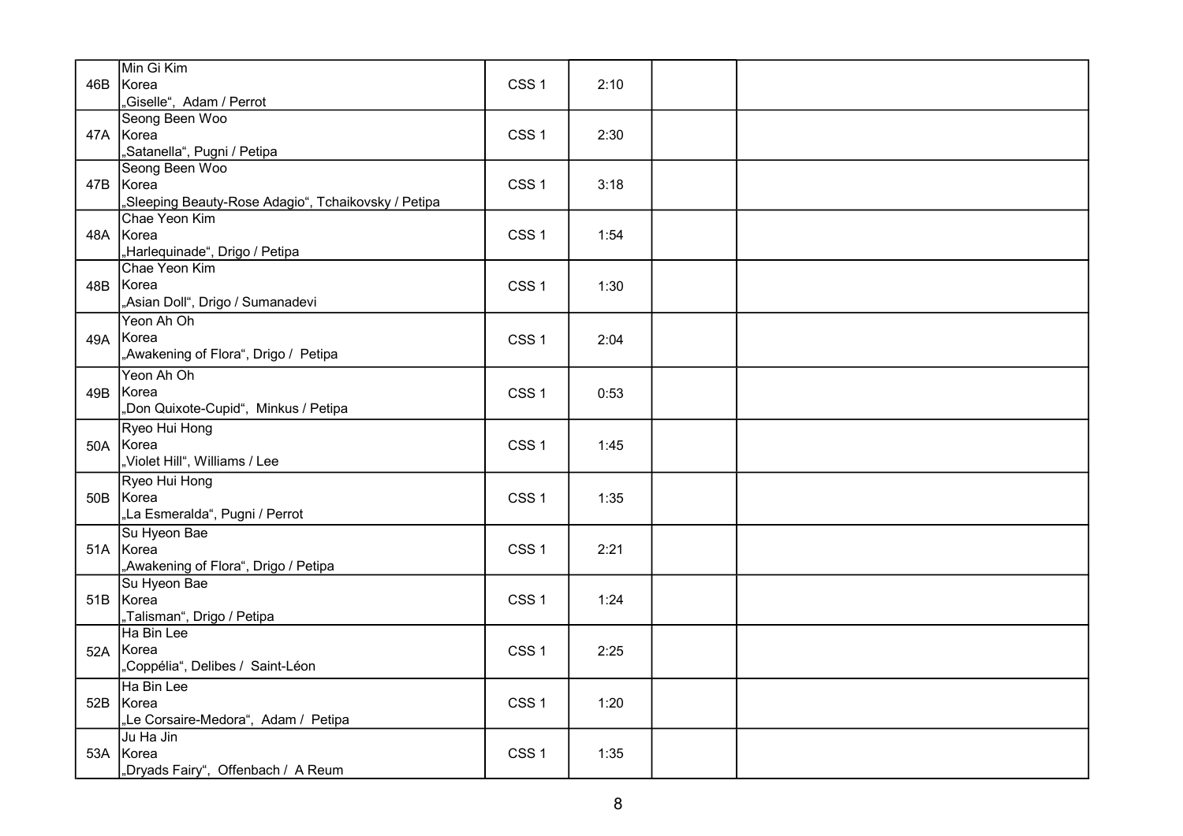| | | | | | |
|---|---|---|---|---|---|
| 46B | Min Gi Kim<br>Korea<br>„Giselle“, Adam / Perrot | CSS 1 | 2:10 | | |
| 47A | Seong Been Woo<br>Korea<br>„Satanella“, Pugni / Petipa | CSS 1 | 2:30 | | |
| 47B | Seong Been Woo<br>Korea<br>„Sleeping Beauty-Rose Adagio“, Tchaikovsky / Petipa | CSS 1 | 3:18 | | |
| 48A | Chae Yeon Kim<br>Korea<br>„Harlequinade“, Drigo / Petipa | CSS 1 | 1:54 | | |
| 48B | Chae Yeon Kim<br>Korea<br>„Asian Doll“, Drigo / Sumanadevi | CSS 1 | 1:30 | | |
| 49A | Yeon Ah Oh<br>Korea<br>„Awakening of Flora“, Drigo / Petipa | CSS 1 | 2:04 | | |
| 49B | Yeon Ah Oh<br>Korea<br>„Don Quixote-Cupid“, Minkus / Petipa | CSS 1 | 0:53 | | |
| 50A | Ryeo Hui Hong<br>Korea<br>„Violet Hill“, Williams / Lee | CSS 1 | 1:45 | | |
| 50B | Ryeo Hui Hong<br>Korea<br>„La Esmeralda“, Pugni / Perrot | CSS 1 | 1:35 | | |
| 51A | Su Hyeon Bae<br>Korea<br>„Awakening of Flora“, Drigo / Petipa | CSS 1 | 2:21 | | |
| 51B | Su Hyeon Bae<br>Korea<br>„Talisman“, Drigo / Petipa | CSS 1 | 1:24 | | |
| 52A | Ha Bin Lee<br>Korea<br>„Coppélia“, Delibes / Saint-Léon | CSS 1 | 2:25 | | |
| 52B | Ha Bin Lee<br>Korea<br>„Le Corsaire-Medora“, Adam / Petipa | CSS 1 | 1:20 | | |
| 53A | Ju Ha Jin<br>Korea<br>„Dryads Fairy“, Offenbach / A Reum | CSS 1 | 1:35 | | |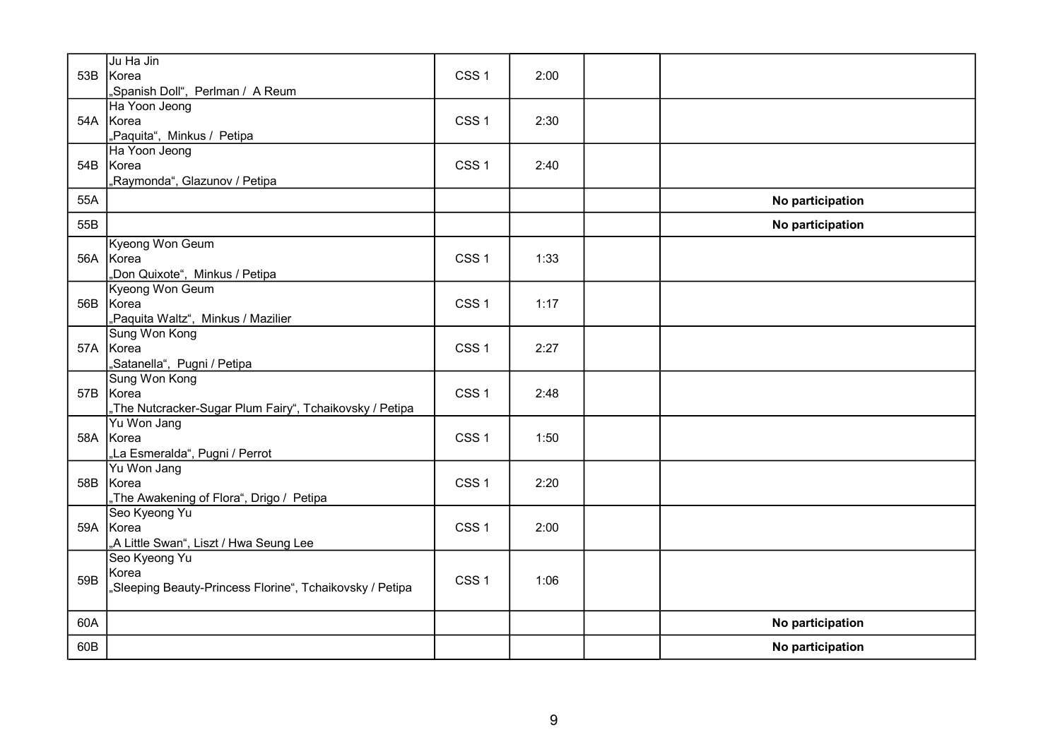| | | | | | |
|---|---|---|---|---|---|
| 53B | Ju Ha Jin<br>Korea<br>„Spanish Doll“, Perlman / A Reum | CSS 1 | 2:00 | | |
| 54A | Ha Yoon Jeong<br>Korea<br>„Paquita“, Minkus / Petipa | CSS 1 | 2:30 | | |
| 54B | Ha Yoon Jeong<br>Korea<br>„Raymonda“, Glazunov / Petipa | CSS 1 | 2:40 | | |
| 55A | | | | | **No participation** |
| 55B | | | | | **No participation** |
| 56A | Kyeong Won Geum<br>Korea<br>„Don Quixote“, Minkus / Petipa | CSS 1 | 1:33 | | |
| 56B | Kyeong Won Geum<br>Korea<br>„Paquita Waltz“, Minkus / Mazilier | CSS 1 | 1:17 | | |
| 57A | Sung Won Kong<br>Korea<br>„Satanella“, Pugni / Petipa | CSS 1 | 2:27 | | |
| 57B | Sung Won Kong<br>Korea<br>„The Nutcracker-Sugar Plum Fairy“, Tchaikovsky / Petipa | CSS 1 | 2:48 | | |
| 58A | Yu Won Jang<br>Korea<br>„La Esmeralda“, Pugni / Perrot | CSS 1 | 1:50 | | |
| 58B | Yu Won Jang<br>Korea<br>„The Awakening of Flora“, Drigo / Petipa | CSS 1 | 2:20 | | |
| 59A | Seo Kyeong Yu<br>Korea<br>„A Little Swan“, Liszt / Hwa Seung Lee | CSS 1 | 2:00 | | |
| 59B | Seo Kyeong Yu<br>Korea<br>„Sleeping Beauty-Princess Florine“, Tchaikovsky / Petipa | CSS 1 | 1:06 | | |
| 60A | | | | | **No participation** |
| 60B | | | | | **No participation** |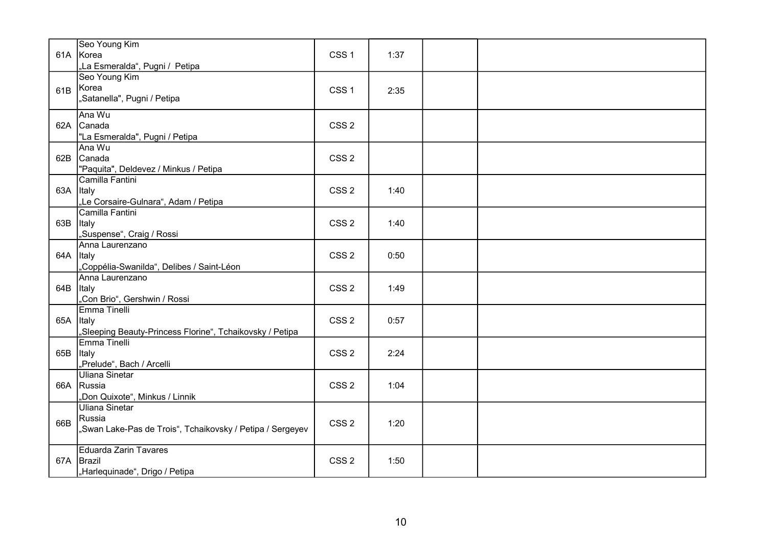| | | | | | |
|---|---|---|---|---|---|
| 61A | Seo Young Kim<br>Korea<br>„La Esmeralda“, Pugni /  Petipa | CSS 1 | 1:37 | | |
| 61B | Seo Young Kim<br>Korea<br>„Satanella", Pugni / Petipa | CSS 1 | 2:35 | | |
| 62A | Ana Wu<br>Canada<br>"La Esmeralda", Pugni / Petipa | CSS 2 | | | |
| 62B | Ana Wu<br>Canada<br>"Paquita", Deldevez / Minkus / Petipa | CSS 2 | | | |
| 63A | Camilla Fantini<br>Italy<br>„Le Corsaire-Gulnara“, Adam / Petipa | CSS 2 | 1:40 | | |
| 63B | Camilla Fantini<br>Italy<br>„Suspense“, Craig / Rossi | CSS 2 | 1:40 | | |
| 64A | Anna Laurenzano<br>Italy<br>„Coppélia-Swanilda“, Delibes / Saint-Léon | CSS 2 | 0:50 | | |
| 64B | Anna Laurenzano<br>Italy<br>„Con Brio“, Gershwin / Rossi | CSS 2 | 1:49 | | |
| 65A | Emma Tinelli<br>Italy<br>„Sleeping Beauty-Princess Florine“, Tchaikovsky / Petipa | CSS 2 | 0:57 | | |
| 65B | Emma Tinelli<br>Italy<br>„Prelude“, Bach / Arcelli | CSS 2 | 2:24 | | |
| 66A | Uliana Sinetar<br>Russia<br>„Don Quixote“, Minkus / Linnik | CSS 2 | 1:04 | | |
| 66B | Uliana Sinetar<br>Russia<br>„Swan Lake-Pas de Trois“, Tchaikovsky / Petipa / Sergeyev | CSS 2 | 1:20 | | |
| 67A | Eduarda Zarin Tavares<br>Brazil<br>„Harlequinade“, Drigo / Petipa | CSS 2 | 1:50 | | |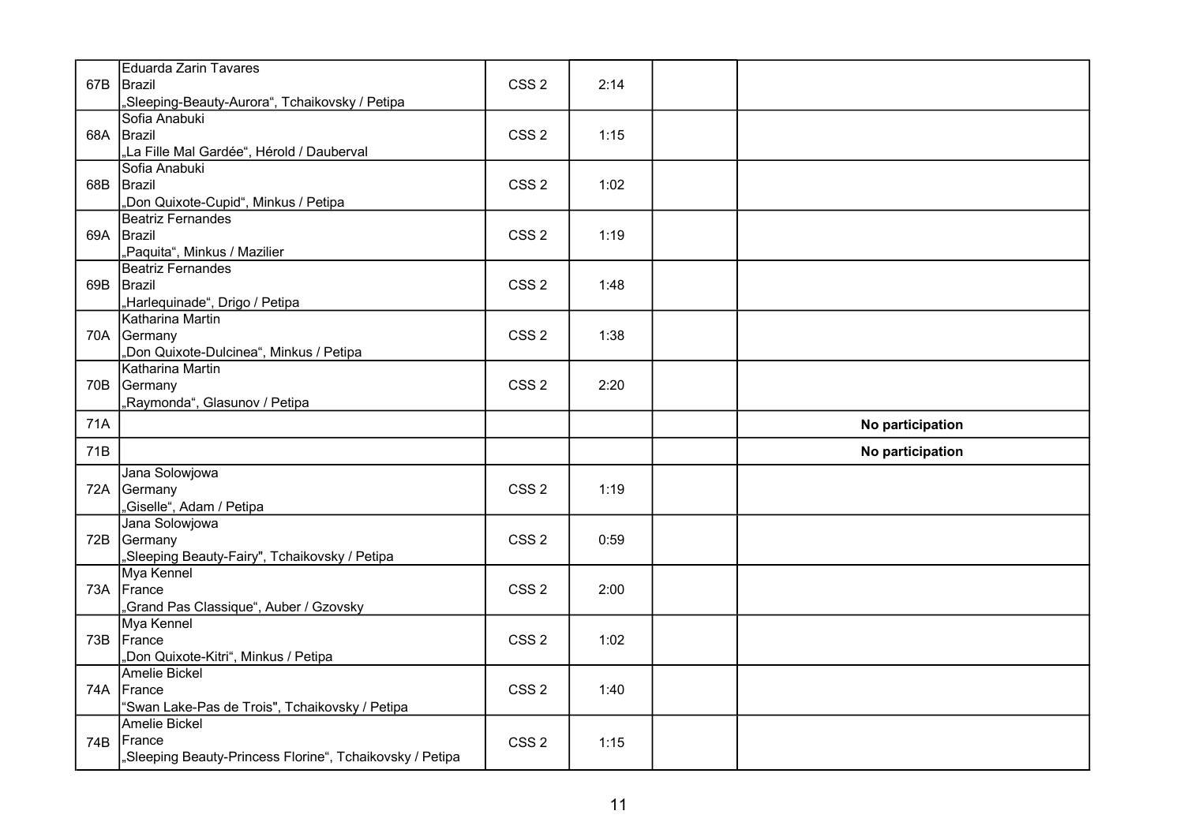| | | | | | |
|---|---|---|---|---|---|
| 67B | Eduarda Zarin Tavares<br>Brazil<br>„Sleeping-Beauty-Aurora“, Tchaikovsky / Petipa | CSS 2 | 2:14 | | |
| 68A | Sofia Anabuki<br>Brazil<br>„La Fille Mal Gardée“, Hérold / Dauberval | CSS 2 | 1:15 | | |
| 68B | Sofia Anabuki<br>Brazil<br>„Don Quixote-Cupid“, Minkus / Petipa | CSS 2 | 1:02 | | |
| 69A | Beatriz Fernandes<br>Brazil<br>„Paquita“, Minkus / Mazilier | CSS 2 | 1:19 | | |
| 69B | Beatriz Fernandes<br>Brazil<br>„Harlequinade“, Drigo / Petipa | CSS 2 | 1:48 | | |
| 70A | Katharina Martin<br>Germany<br>„Don Quixote-Dulcinea“, Minkus / Petipa | CSS 2 | 1:38 | | |
| 70B | Katharina Martin<br>Germany<br>„Raymonda“, Glasunov / Petipa | CSS 2 | 2:20 | | |
| 71A | | | | | **No participation** |
| 71B | | | | | **No participation** |
| 72A | Jana Solowjowa<br>Germany<br>„Giselle“, Adam / Petipa | CSS 2 | 1:19 | | |
| 72B | Jana Solowjowa<br>Germany<br>„Sleeping Beauty-Fairy", Tchaikovsky / Petipa | CSS 2 | 0:59 | | |
| 73A | Mya Kennel<br>France<br>„Grand Pas Classique“, Auber / Gzovsky | CSS 2 | 2:00 | | |
| 73B | Mya Kennel<br>France<br>„Don Quixote-Kitri“, Minkus / Petipa | CSS 2 | 1:02 | | |
| 74A | Amelie Bickel<br>France<br>“Swan Lake-Pas de Trois", Tchaikovsky / Petipa | CSS 2 | 1:40 | | |
| 74B | Amelie Bickel<br>France<br>„Sleeping Beauty-Princess Florine“, Tchaikovsky / Petipa | CSS 2 | 1:15 | | |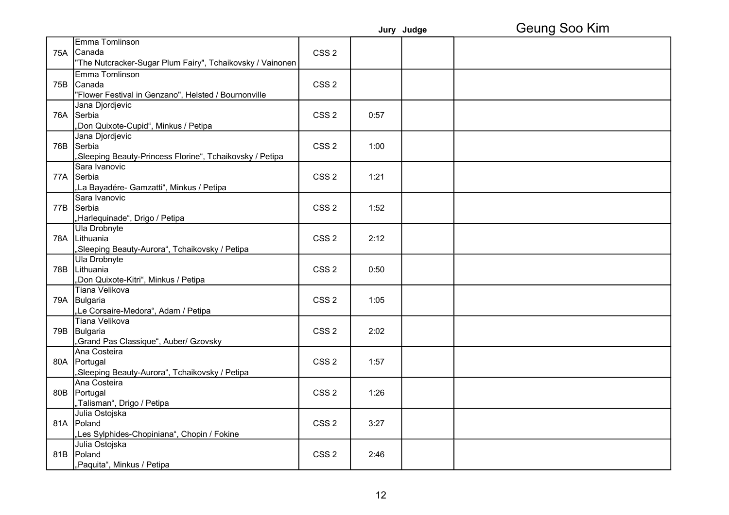Geung Soo Kim

| | | | Jury | Judge | |
|---|---|---|---|---|---|
| 75A | Emma Tomlinson<br>Canada<br>"The Nutcracker-Sugar Plum Fairy", Tchaikovsky / Vainonen | CSS 2 | | | |
| 75B | Emma Tomlinson<br>Canada<br>"Flower Festival in Genzano", Helsted / Bournonville | CSS 2 | | | |
| 76A | Jana Djordjevic<br>Serbia<br>„Don Quixote-Cupid“, Minkus / Petipa | CSS 2 | 0:57 | | |
| 76B | Jana Djordjevic<br>Serbia<br>„Sleeping Beauty-Princess Florine“, Tchaikovsky / Petipa | CSS 2 | 1:00 | | |
| 77A | Sara Ivanovic<br>Serbia<br>„La Bayadére- Gamzatti“, Minkus / Petipa | CSS 2 | 1:21 | | |
| 77B | Sara Ivanovic<br>Serbia<br>„Harlequinade“, Drigo / Petipa | CSS 2 | 1:52 | | |
| 78A | Ula Drobnyte<br>Lithuania<br>„Sleeping Beauty-Aurora“, Tchaikovsky / Petipa | CSS 2 | 2:12 | | |
| 78B | Ula Drobnyte<br>Lithuania<br>„Don Quixote-Kitri“, Minkus / Petipa | CSS 2 | 0:50 | | |
| 79A | Tiana Velikova<br>Bulgaria<br>„Le Corsaire-Medora“, Adam / Petipa | CSS 2 | 1:05 | | |
| 79B | Tiana Velikova<br>Bulgaria<br>„Grand Pas Classique“, Auber/ Gzovsky | CSS 2 | 2:02 | | |
| 80A | Ana Costeira<br>Portugal<br>„Sleeping Beauty-Aurora“, Tchaikovsky / Petipa | CSS 2 | 1:57 | | |
| 80B | Ana Costeira<br>Portugal<br>„Talisman“, Drigo / Petipa | CSS 2 | 1:26 | | |
| 81A | Julia Ostojska<br>Poland<br>„Les Sylphides-Chopiniana“, Chopin / Fokine | CSS 2 | 3:27 | | |
| 81B | Julia Ostojska<br>Poland<br>„Paquita“, Minkus / Petipa | CSS 2 | 2:46 | | |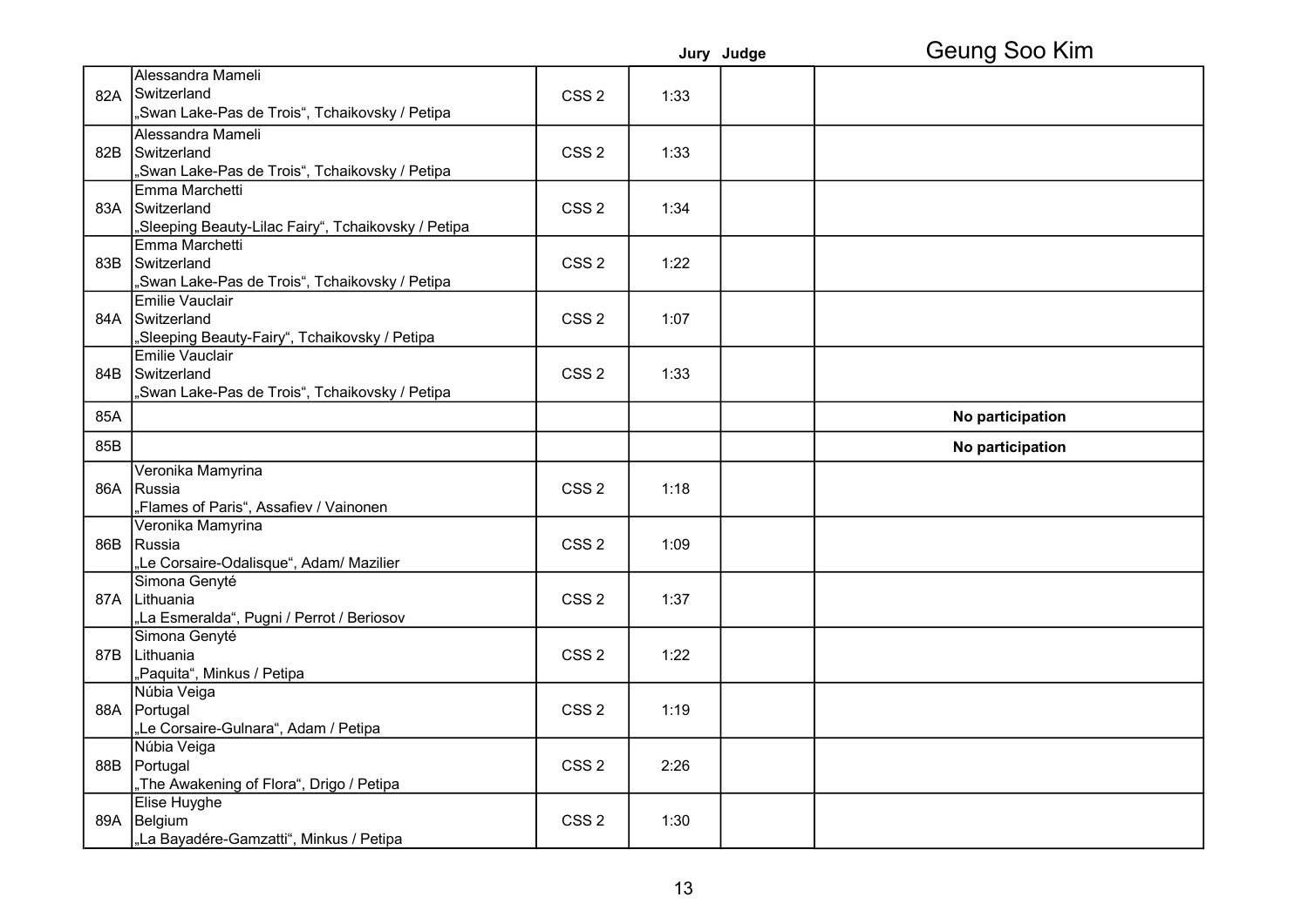Geung Soo Kim

| | | | | Jury Judge | |
|---|---|---|---|---|---|
| 82A | Alessandra Mameli<br>Switzerland<br>„Swan Lake-Pas de Trois“, Tchaikovsky / Petipa | CSS 2 | 1:33 | | |
| 82B | Alessandra Mameli<br>Switzerland<br>„Swan Lake-Pas de Trois“, Tchaikovsky / Petipa | CSS 2 | 1:33 | | |
| 83A | Emma Marchetti<br>Switzerland<br>„Sleeping Beauty-Lilac Fairy“, Tchaikovsky / Petipa | CSS 2 | 1:34 | | |
| 83B | Emma Marchetti<br>Switzerland<br>„Swan Lake-Pas de Trois“, Tchaikovsky / Petipa | CSS 2 | 1:22 | | |
| 84A | Emilie Vauclair<br>Switzerland<br>„Sleeping Beauty-Fairy“, Tchaikovsky / Petipa | CSS 2 | 1:07 | | |
| 84B | Emilie Vauclair<br>Switzerland<br>„Swan Lake-Pas de Trois“, Tchaikovsky / Petipa | CSS 2 | 1:33 | | |
| 85A | | | | | **No participation** |
| 85B | | | | | **No participation** |
| 86A | Veronika Mamyrina<br>Russia<br>„Flames of Paris“, Assafiev / Vainonen | CSS 2 | 1:18 | | |
| 86B | Veronika Mamyrina<br>Russia<br>„Le Corsaire-Odalisque“, Adam/ Mazilier | CSS 2 | 1:09 | | |
| 87A | Simona Genyté<br>Lithuania<br>„La Esmeralda“, Pugni / Perrot / Beriosov | CSS 2 | 1:37 | | |
| 87B | Simona Genyté<br>Lithuania<br>„Paquita“, Minkus / Petipa | CSS 2 | 1:22 | | |
| 88A | Núbia Veiga<br>Portugal<br>„Le Corsaire-Gulnara“, Adam / Petipa | CSS 2 | 1:19 | | |
| 88B | Núbia Veiga<br>Portugal<br>„The Awakening of Flora“, Drigo / Petipa | CSS 2 | 2:26 | | |
| 89A | Elise Huyghe<br>Belgium<br>„La Bayadére-Gamzatti“, Minkus / Petipa | CSS 2 | 1:30 | | |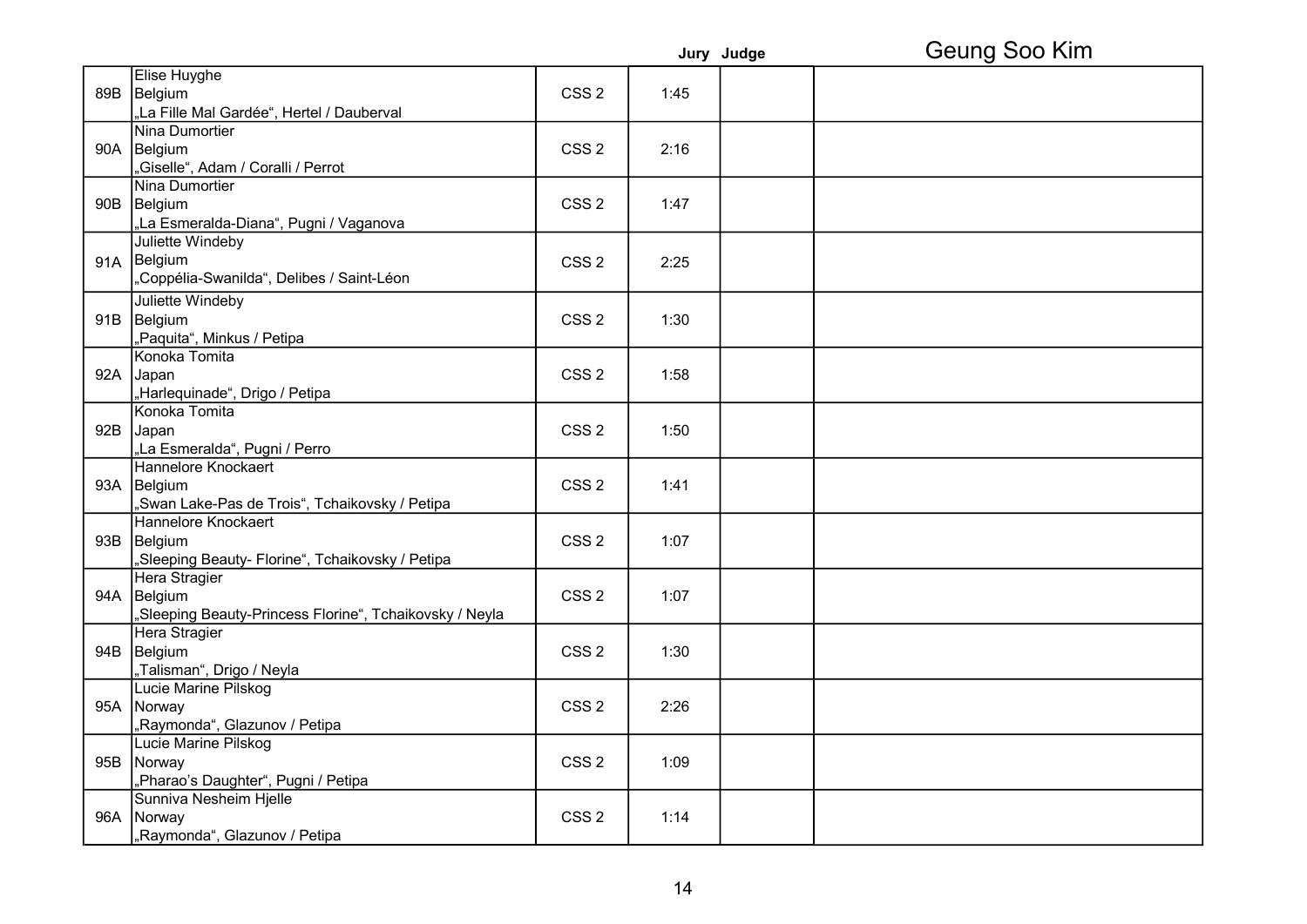Geung Soo Kim

| | | | | Jury | Judge | |
|---|---|---|---|---|---|---|
| 89B | Elise Huyghe<br>Belgium<br>„La Fille Mal Gardée“, Hertel / Dauberval | CSS 2 | 1:45 | | | |
| 90A | Nina Dumortier<br>Belgium<br>„Giselle“, Adam / Coralli / Perrot | CSS 2 | 2:16 | | | |
| 90B | Nina Dumortier<br>Belgium<br>„La Esmeralda-Diana“, Pugni / Vaganova | CSS 2 | 1:47 | | | |
| 91A | Juliette Windeby<br>Belgium<br>„Coppélia-Swanilda“, Delibes / Saint-Léon | CSS 2 | 2:25 | | | |
| 91B | Juliette Windeby<br>Belgium<br>„Paquita“, Minkus / Petipa | CSS 2 | 1:30 | | | |
| 92A | Konoka Tomita<br>Japan<br>„Harlequinade“, Drigo / Petipa | CSS 2 | 1:58 | | | |
| 92B | Konoka Tomita<br>Japan<br>„La Esmeralda“, Pugni / Perro | CSS 2 | 1:50 | | | |
| 93A | Hannelore Knockaert<br>Belgium<br>„Swan Lake-Pas de Trois“, Tchaikovsky / Petipa | CSS 2 | 1:41 | | | |
| 93B | Hannelore Knockaert<br>Belgium<br>„Sleeping Beauty- Florine“, Tchaikovsky / Petipa | CSS 2 | 1:07 | | | |
| 94A | Hera Stragier<br>Belgium<br>„Sleeping Beauty-Princess Florine“, Tchaikovsky / Neyla | CSS 2 | 1:07 | | | |
| 94B | Hera Stragier<br>Belgium<br>„Talisman“, Drigo / Neyla | CSS 2 | 1:30 | | | |
| 95A | Lucie Marine Pilskog<br>Norway<br>„Raymonda“, Glazunov / Petipa | CSS 2 | 2:26 | | | |
| 95B | Lucie Marine Pilskog<br>Norway<br>„Pharao's Daughter“, Pugni / Petipa | CSS 2 | 1:09 | | | |
| 96A | Sunniva Nesheim Hjelle<br>Norway<br>„Raymonda“, Glazunov / Petipa | CSS 2 | 1:14 | | | |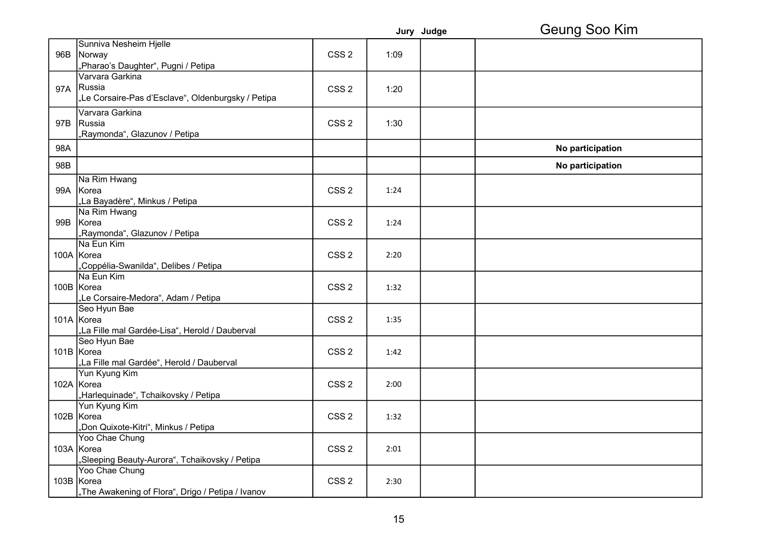Geung Soo Kim

| | | | Jury | Judge | |
|---|---|---|---|---|---|
| 96B | Sunniva Nesheim Hjelle<br>Norway<br>„Pharao's Daughter", Pugni / Petipa | CSS 2 | 1:09 | | |
| 97A | Varvara Garkina<br>Russia<br>„Le Corsaire-Pas d'Esclave", Oldenburgsky / Petipa | CSS 2 | 1:20 | | |
| 97B | Varvara Garkina<br>Russia<br>„Raymonda", Glazunov / Petipa | CSS 2 | 1:30 | | |
| 98A | | | | | **No participation** |
| 98B | | | | | **No participation** |
| 99A | Na Rim Hwang<br>Korea<br>„La Bayadère", Minkus / Petipa | CSS 2 | 1:24 | | |
| 99B | Na Rim Hwang<br>Korea<br>„Raymonda", Glazunov / Petipa | CSS 2 | 1:24 | | |
| 100A | Na Eun Kim<br>Korea<br>„Coppélia-Swanilda", Delibes / Petipa | CSS 2 | 2:20 | | |
| 100B | Na Eun Kim<br>Korea<br>„Le Corsaire-Medora", Adam / Petipa | CSS 2 | 1:32 | | |
| 101A | Seo Hyun Bae<br>Korea<br>„La Fille mal Gardée-Lisa", Herold / Dauberval | CSS 2 | 1:35 | | |
| 101B | Seo Hyun Bae<br>Korea<br>„La Fille mal Gardée", Herold / Dauberval | CSS 2 | 1:42 | | |
| 102A | Yun Kyung Kim<br>Korea<br>„Harlequinade", Tchaikovsky / Petipa | CSS 2 | 2:00 | | |
| 102B | Yun Kyung Kim<br>Korea<br>„Don Quixote-Kitri", Minkus / Petipa | CSS 2 | 1:32 | | |
| 103A | Yoo Chae Chung<br>Korea<br>„Sleeping Beauty-Aurora", Tchaikovsky / Petipa | CSS 2 | 2:01 | | |
| 103B | Yoo Chae Chung<br>Korea<br>„The Awakening of Flora", Drigo / Petipa / Ivanov | CSS 2 | 2:30 | | |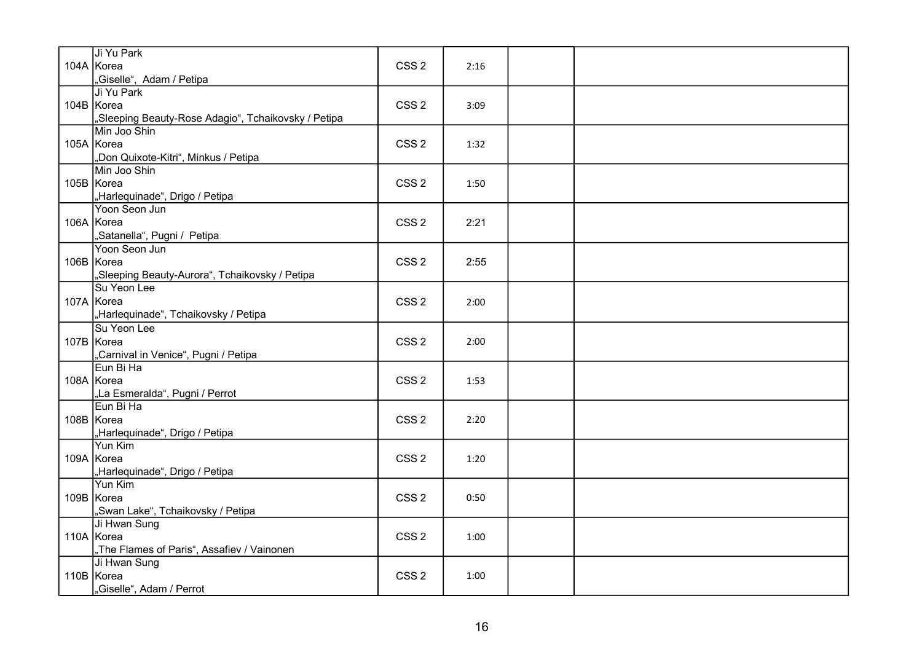| | | | | | |
|---|---|---|---|---|---|
| 104A | Ji Yu Park<br>Korea<br>„Giselle“,  Adam / Petipa | CSS 2 | 2:16 | | |
| 104B | Ji Yu Park<br>Korea<br>„Sleeping Beauty-Rose Adagio“, Tchaikovsky / Petipa | CSS 2 | 3:09 | | |
| 105A | Min Joo Shin<br>Korea<br>„Don Quixote-Kitri“, Minkus / Petipa | CSS 2 | 1:32 | | |
| 105B | Min Joo Shin<br>Korea<br>„Harlequinade“, Drigo / Petipa | CSS 2 | 1:50 | | |
| 106A | Yoon Seon Jun<br>Korea<br>„Satanella“, Pugni /  Petipa | CSS 2 | 2:21 | | |
| 106B | Yoon Seon Jun<br>Korea<br>„Sleeping Beauty-Aurora“, Tchaikovsky / Petipa | CSS 2 | 2:55 | | |
| 107A | Su Yeon Lee<br>Korea<br>„Harlequinade“, Tchaikovsky / Petipa | CSS 2 | 2:00 | | |
| 107B | Su Yeon Lee<br>Korea<br>„Carnival in Venice“, Pugni / Petipa | CSS 2 | 2:00 | | |
| 108A | Eun Bi Ha<br>Korea<br>„La Esmeralda“, Pugni / Perrot | CSS 2 | 1:53 | | |
| 108B | Eun Bi Ha<br>Korea<br>„Harlequinade“, Drigo / Petipa | CSS 2 | 2:20 | | |
| 109A | Yun Kim<br>Korea<br>„Harlequinade“, Drigo / Petipa | CSS 2 | 1:20 | | |
| 109B | Yun Kim<br>Korea<br>„Swan Lake“, Tchaikovsky / Petipa | CSS 2 | 0:50 | | |
| 110A | Ji Hwan Sung<br>Korea<br>„The Flames of Paris“, Assafiev / Vainonen | CSS 2 | 1:00 | | |
| 110B | Ji Hwan Sung<br>Korea<br>„Giselle“, Adam / Perrot | CSS 2 | 1:00 | | |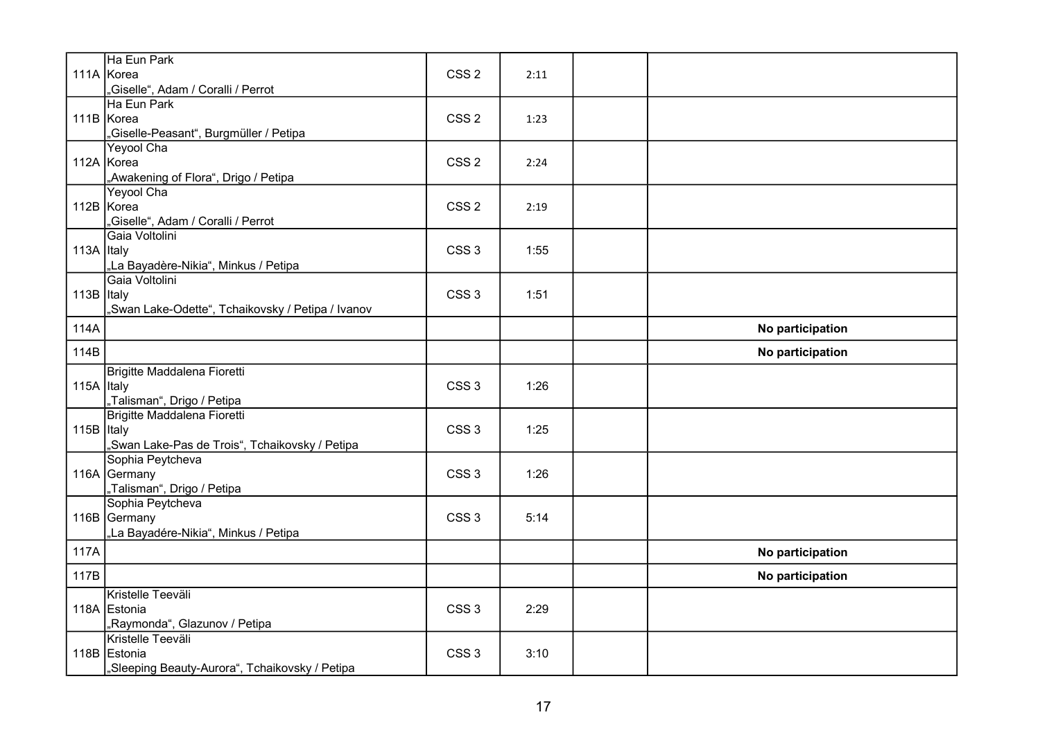| | | | | | |
|---|---|---|---|---|---|
| 111A | Ha Eun Park<br>Korea<br>„Giselle“, Adam / Coralli / Perrot | CSS 2 | 2:11 | | |
| 111B | Ha Eun Park<br>Korea<br>„Giselle-Peasant“, Burgmüller / Petipa | CSS 2 | 1:23 | | |
| 112A | Yeyool Cha<br>Korea<br>„Awakening of Flora“, Drigo / Petipa | CSS 2 | 2:24 | | |
| 112B | Yeyool Cha<br>Korea<br>„Giselle“, Adam / Coralli / Perrot | CSS 2 | 2:19 | | |
| 113A | Gaia Voltolini<br>Italy<br>„La Bayadère-Nikia“, Minkus / Petipa | CSS 3 | 1:55 | | |
| 113B | Gaia Voltolini<br>Italy<br>„Swan Lake-Odette“, Tchaikovsky / Petipa / Ivanov | CSS 3 | 1:51 | | |
| 114A | | | | | **No participation** |
| 114B | | | | | **No participation** |
| 115A | Brigitte Maddalena Fioretti<br>Italy<br>„Talisman“, Drigo / Petipa | CSS 3 | 1:26 | | |
| 115B | Brigitte Maddalena Fioretti<br>Italy<br>„Swan Lake-Pas de Trois“, Tchaikovsky / Petipa | CSS 3 | 1:25 | | |
| 116A | Sophia Peytcheva<br>Germany<br>„Talisman“, Drigo / Petipa | CSS 3 | 1:26 | | |
| 116B | Sophia Peytcheva<br>Germany<br>„La Bayadére-Nikia“, Minkus / Petipa | CSS 3 | 5:14 | | |
| 117A | | | | | **No participation** |
| 117B | | | | | **No participation** |
| 118A | Kristelle Teeväli<br>Estonia<br>„Raymonda“, Glazunov / Petipa | CSS 3 | 2:29 | | |
| 118B | Kristelle Teeväli<br>Estonia<br>„Sleeping Beauty-Aurora“, Tchaikovsky / Petipa | CSS 3 | 3:10 | | |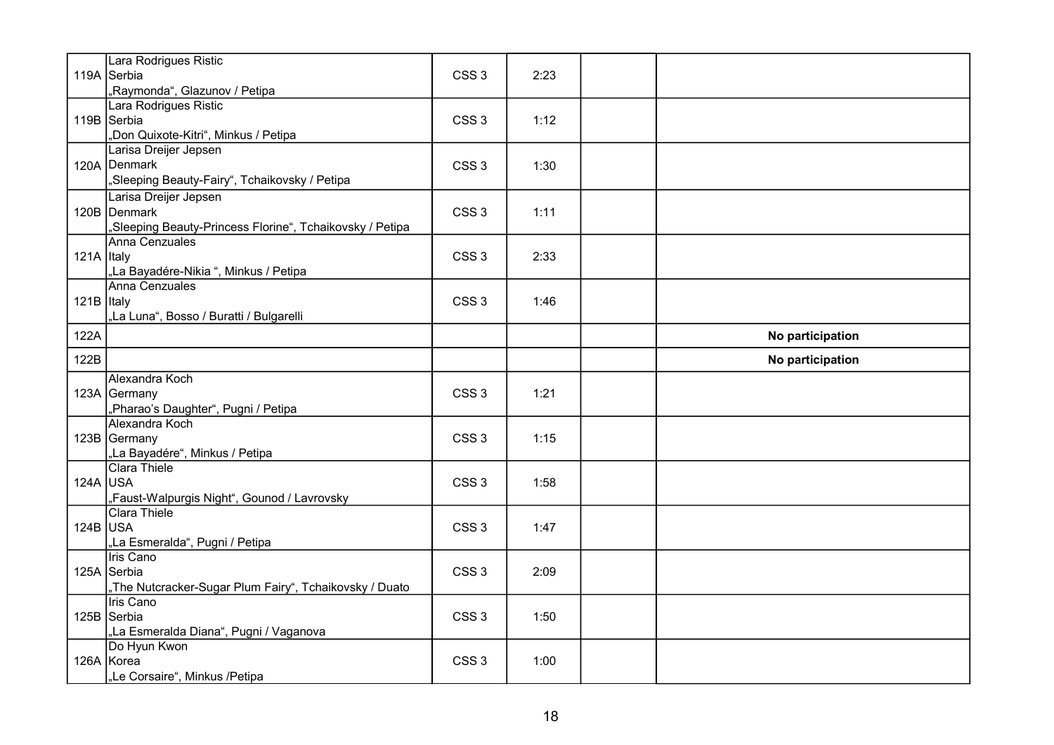| | | | | | |
|---|---|---|---|---|---|
| 119A | Lara Rodrigues Ristic<br>Serbia<br>„Raymonda“, Glazunov / Petipa | CSS 3 | 2:23 | | |
| 119B | Lara Rodrigues Ristic<br>Serbia<br>„Don Quixote-Kitri“, Minkus / Petipa | CSS 3 | 1:12 | | |
| 120A | Larisa Dreijer Jepsen<br>Denmark<br>„Sleeping Beauty-Fairy“, Tchaikovsky / Petipa | CSS 3 | 1:30 | | |
| 120B | Larisa Dreijer Jepsen<br>Denmark<br>„Sleeping Beauty-Princess Florine“, Tchaikovsky / Petipa | CSS 3 | 1:11 | | |
| 121A | Anna Cenzuales<br>Italy<br>„La Bayadére-Nikia “, Minkus / Petipa | CSS 3 | 2:33 | | |
| 121B | Anna Cenzuales<br>Italy<br>„La Luna“, Bosso / Buratti / Bulgarelli | CSS 3 | 1:46 | | |
| 122A | | | | | **No participation** |
| 122B | | | | | **No participation** |
| 123A | Alexandra Koch<br>Germany<br>„Pharao's Daughter“, Pugni / Petipa | CSS 3 | 1:21 | | |
| 123B | Alexandra Koch<br>Germany<br>„La Bayadére“, Minkus / Petipa | CSS 3 | 1:15 | | |
| 124A | Clara Thiele<br>USA<br>„Faust-Walpurgis Night“, Gounod / Lavrovsky | CSS 3 | 1:58 | | |
| 124B | Clara Thiele<br>USA<br>„La Esmeralda“, Pugni / Petipa | CSS 3 | 1:47 | | |
| 125A | Iris Cano<br>Serbia<br>„The Nutcracker-Sugar Plum Fairy“, Tchaikovsky / Duato | CSS 3 | 2:09 | | |
| 125B | Iris Cano<br>Serbia<br>„La Esmeralda Diana“, Pugni / Vaganova | CSS 3 | 1:50 | | |
| 126A | Do Hyun Kwon<br>Korea<br>„Le Corsaire“, Minkus /Petipa | CSS 3 | 1:00 | | |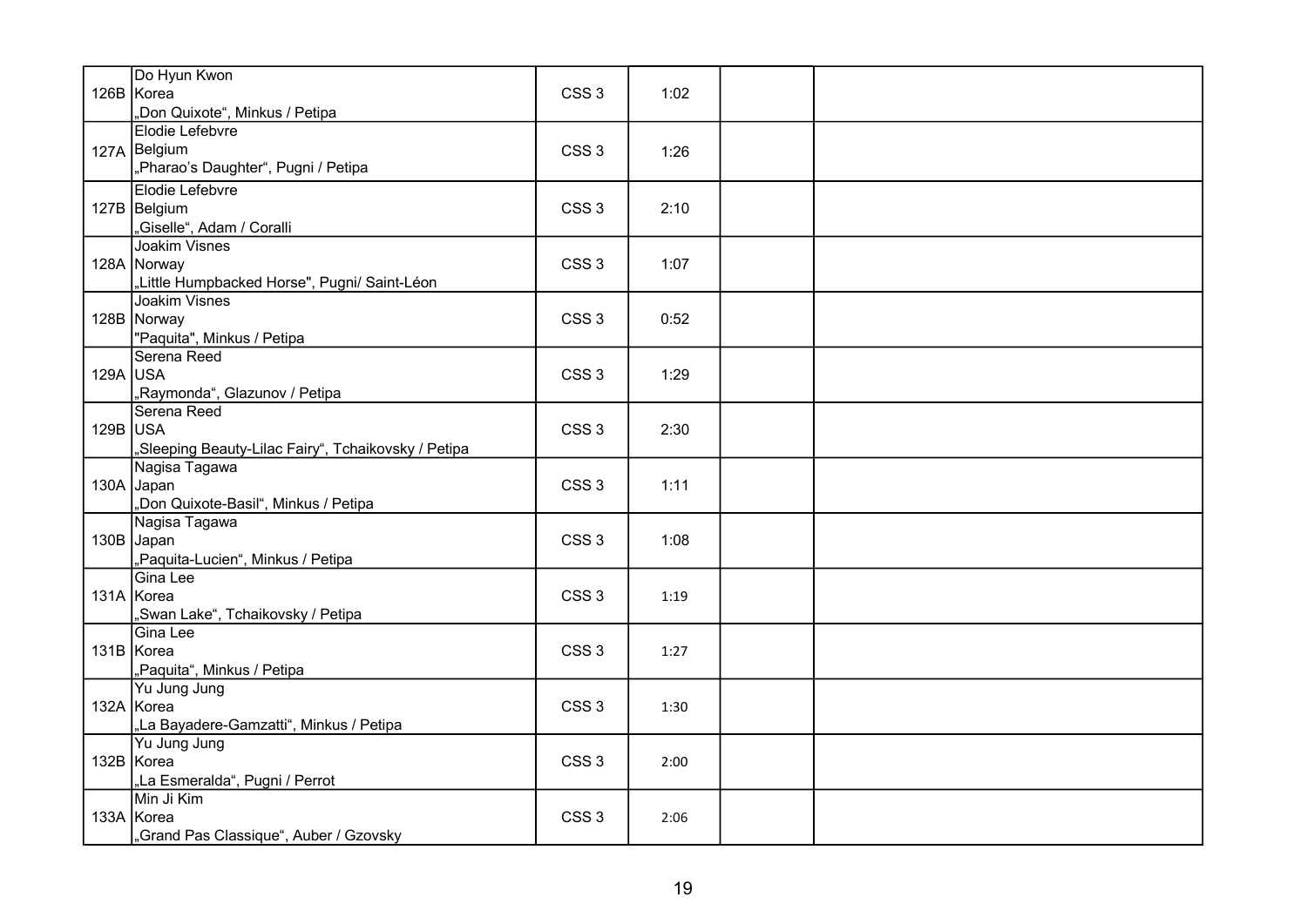| | | | | | |
|---|---|---|---|---|---|
| 126B | Do Hyun Kwon<br>Korea<br>„Don Quixote“, Minkus / Petipa | CSS 3 | 1:02 | | |
| 127A | Elodie Lefebvre<br>Belgium<br>„Pharao’s Daughter“, Pugni / Petipa | CSS 3 | 1:26 | | |
| 127B | Elodie Lefebvre<br>Belgium<br>„Giselle“, Adam / Coralli | CSS 3 | 2:10 | | |
| 128A | Joakim Visnes<br>Norway<br>„Little Humpbacked Horse", Pugni/ Saint-Léon | CSS 3 | 1:07 | | |
| 128B | Joakim Visnes<br>Norway<br>"Paquita", Minkus / Petipa | CSS 3 | 0:52 | | |
| 129A | Serena Reed<br>USA<br>„Raymonda“, Glazunov / Petipa | CSS 3 | 1:29 | | |
| 129B | Serena Reed<br>USA<br>„Sleeping Beauty-Lilac Fairy“, Tchaikovsky / Petipa | CSS 3 | 2:30 | | |
| 130A | Nagisa Tagawa<br>Japan<br>„Don Quixote-Basil“, Minkus / Petipa | CSS 3 | 1:11 | | |
| 130B | Nagisa Tagawa<br>Japan<br>„Paquita-Lucien“, Minkus / Petipa | CSS 3 | 1:08 | | |
| 131A | Gina Lee<br>Korea<br>„Swan Lake“, Tchaikovsky / Petipa | CSS 3 | 1:19 | | |
| 131B | Gina Lee<br>Korea<br>„Paquita“, Minkus / Petipa | CSS 3 | 1:27 | | |
| 132A | Yu Jung Jung<br>Korea<br>„La Bayadere-Gamzatti“, Minkus / Petipa | CSS 3 | 1:30 | | |
| 132B | Yu Jung Jung<br>Korea<br>„La Esmeralda“, Pugni / Perrot | CSS 3 | 2:00 | | |
| 133A | Min Ji Kim<br>Korea<br>„Grand Pas Classique“, Auber / Gzovsky | CSS 3 | 2:06 | | |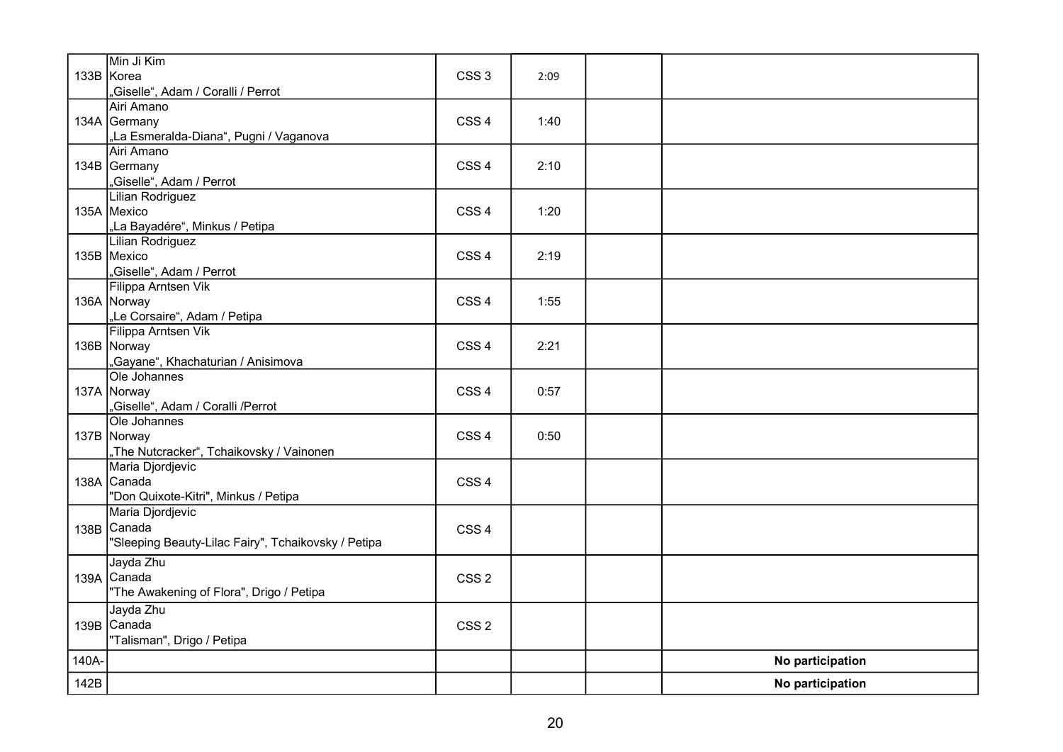| | | | | | |
|---|---|---|---|---|---|
| 133B | Min Ji Kim<br>Korea<br>„Giselle“, Adam / Coralli / Perrot | CSS 3 | 2:09 | | |
| 134A | Airi Amano<br>Germany<br>„La Esmeralda-Diana“, Pugni / Vaganova | CSS 4 | 1:40 | | |
| 134B | Airi Amano<br>Germany<br>„Giselle“, Adam / Perrot | CSS 4 | 2:10 | | |
| 135A | Lilian Rodriguez<br>Mexico<br>„La Bayadére“, Minkus / Petipa | CSS 4 | 1:20 | | |
| 135B | Lilian Rodriguez<br>Mexico<br>„Giselle“, Adam / Perrot | CSS 4 | 2:19 | | |
| 136A | Filippa Arntsen Vik<br>Norway<br>„Le Corsaire“, Adam / Petipa | CSS 4 | 1:55 | | |
| 136B | Filippa Arntsen Vik<br>Norway<br>„Gayane“, Khachaturian / Anisimova | CSS 4 | 2:21 | | |
| 137A | Ole Johannes<br>Norway<br>„Giselle“, Adam / Coralli /Perrot | CSS 4 | 0:57 | | |
| 137B | Ole Johannes<br>Norway<br>„The Nutcracker“, Tchaikovsky / Vainonen | CSS 4 | 0:50 | | |
| 138A | Maria Djordjevic<br>Canada<br>"Don Quixote-Kitri", Minkus / Petipa | CSS 4 | | | |
| 138B | Maria Djordjevic<br>Canada<br>"Sleeping Beauty-Lilac Fairy", Tchaikovsky / Petipa | CSS 4 | | | |
| 139A | Jayda Zhu<br>Canada<br>"The Awakening of Flora", Drigo / Petipa | CSS 2 | | | |
| 139B | Jayda Zhu<br>Canada<br>"Talisman", Drigo / Petipa | CSS 2 | | | |
| 140A- | | | | | **No participation** |
| 142B | | | | | **No participation** |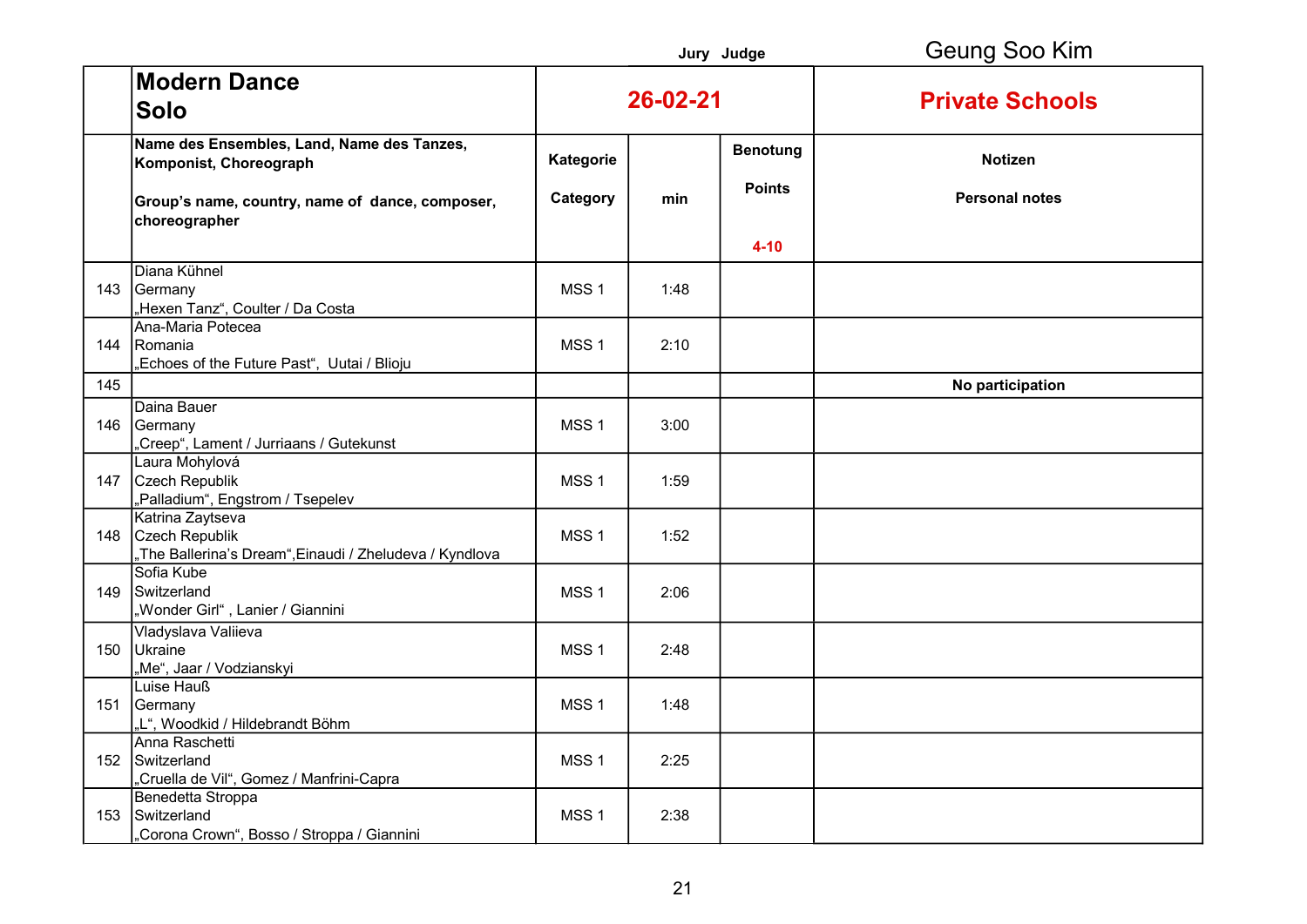Jury Judge Geung Soo Kim

| | Modern Dance Solo | 26-02-21 | | | Private Schools |
|---|---|---|---|---|---|
| | Name des Ensembles, Land, Name des Tanzes, Komponist, Choreograph<br><br>Group's name, country, name of dance, composer, choreographer | Kategorie<br><br>Category | min | Benotung<br><br>Points<br><br>4-10 | Notizen<br><br>Personal notes |
| 143 | Diana Kühnel<br>Germany<br>„Hexen Tanz", Coulter / Da Costa | MSS 1 | 1:48 | | |
| 144 | Ana-Maria Potecea<br>Romania<br>„Echoes of the Future Past", Uutai / Blioju | MSS 1 | 2:10 | | |
| 145 | | | | | No participation |
| 146 | Daina Bauer<br>Germany<br>„Creep", Lament / Jurriaans / Gutekunst | MSS 1 | 3:00 | | |
| 147 | Laura Mohylová<br>Czech Republik<br>„Palladium", Engstrom / Tsepelev | MSS 1 | 1:59 | | |
| 148 | Katrina Zaytseva<br>Czech Republik<br>„The Ballerina's Dream",Einaudi / Zheludeva / Kyndlova | MSS 1 | 1:52 | | |
| 149 | Sofia Kube<br>Switzerland<br>„Wonder Girl" , Lanier / Giannini | MSS 1 | 2:06 | | |
| 150 | Vladyslava Valiieva<br>Ukraine<br>„Me", Jaar / Vodzianskyi | MSS 1 | 2:48 | | |
| 151 | Luise Hauß<br>Germany<br>„L", Woodkid / Hildebrandt Böhm | MSS 1 | 1:48 | | |
| 152 | Anna Raschetti<br>Switzerland<br>„Cruella de Vil", Gomez / Manfrini-Capra | MSS 1 | 2:25 | | |
| 153 | Benedetta Stroppa<br>Switzerland<br>„Corona Crown", Bosso / Stroppa / Giannini | MSS 1 | 2:38 | | |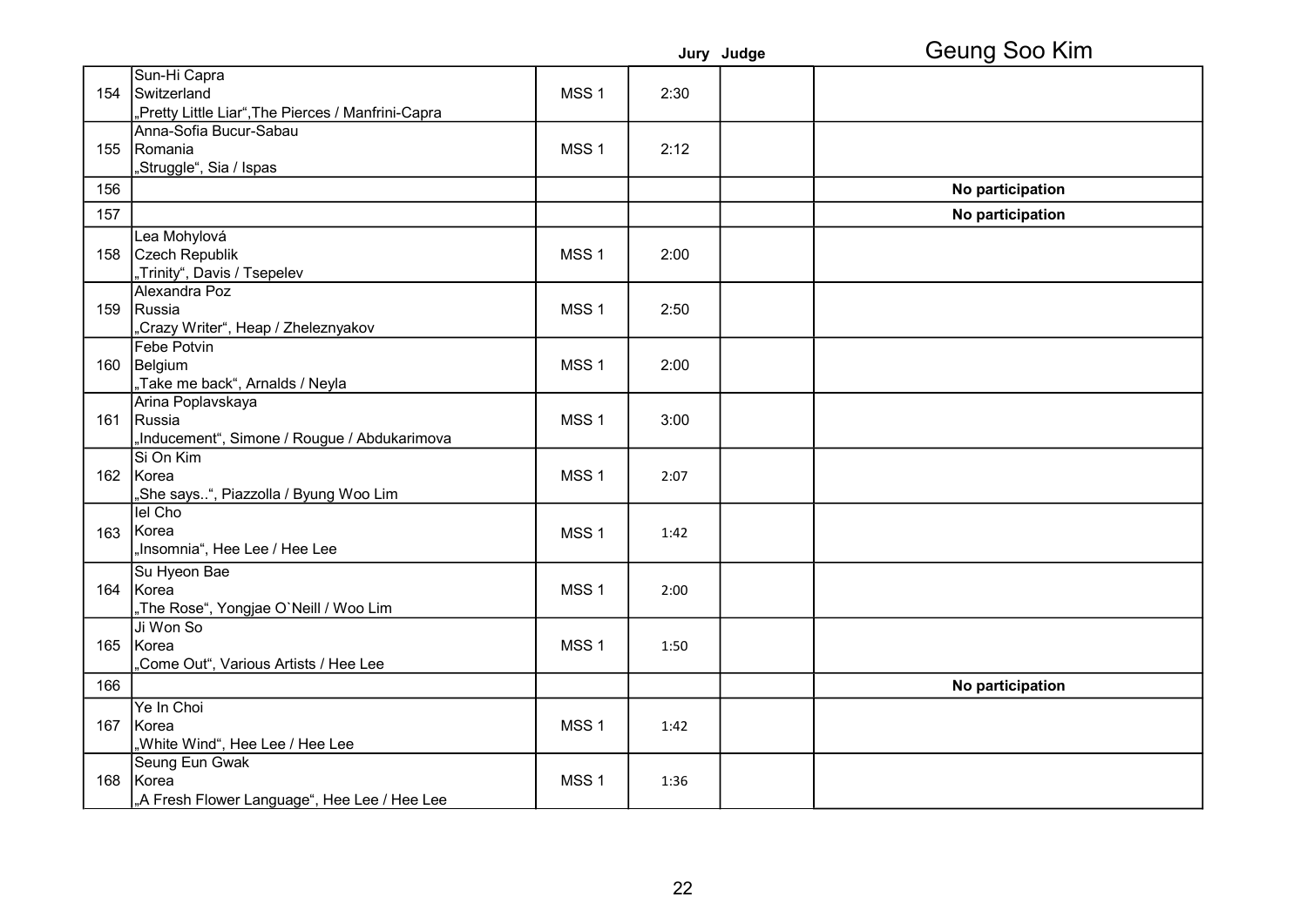Jury Judge **Geung Soo Kim**

| No. | Participant | Category | Time | | |
|---|---|---|---|---|---|
| 154 | Sun-Hi Capra<br>Switzerland<br>„Pretty Little Liar",The Pierces / Manfrini-Capra | MSS 1 | 2:30 | | |
| 155 | Anna-Sofia Bucur-Sabau<br>Romania<br>„Struggle", Sia / Ispas | MSS 1 | 2:12 | | |
| 156 | | | | | **No participation** |
| 157 | | | | | **No participation** |
| 158 | Lea Mohylová<br>Czech Republik<br>„Trinity", Davis / Tsepelev | MSS 1 | 2:00 | | |
| 159 | Alexandra Poz<br>Russia<br>„Crazy Writer", Heap / Zheleznyakov | MSS 1 | 2:50 | | |
| 160 | Febe Potvin<br>Belgium<br>„Take me back", Arnalds / Neyla | MSS 1 | 2:00 | | |
| 161 | Arina Poplavskaya<br>Russia<br>„Inducement", Simone / Rougue / Abdukarimova | MSS 1 | 3:00 | | |
| 162 | Si On Kim<br>Korea<br>„She says..", Piazzolla / Byung Woo Lim | MSS 1 | 2:07 | | |
| 163 | Iel Cho<br>Korea<br>„Insomnia", Hee Lee / Hee Lee | MSS 1 | 1:42 | | |
| 164 | Su Hyeon Bae<br>Korea<br>„The Rose", Yongjae O`Neill / Woo Lim | MSS 1 | 2:00 | | |
| 165 | Ji Won So<br>Korea<br>„Come Out", Various Artists / Hee Lee | MSS 1 | 1:50 | | |
| 166 | | | | | **No participation** |
| 167 | Ye In Choi<br>Korea<br>„White Wind", Hee Lee / Hee Lee | MSS 1 | 1:42 | | |
| 168 | Seung Eun Gwak<br>Korea<br>„A Fresh Flower Language", Hee Lee / Hee Lee | MSS 1 | 1:36 | | |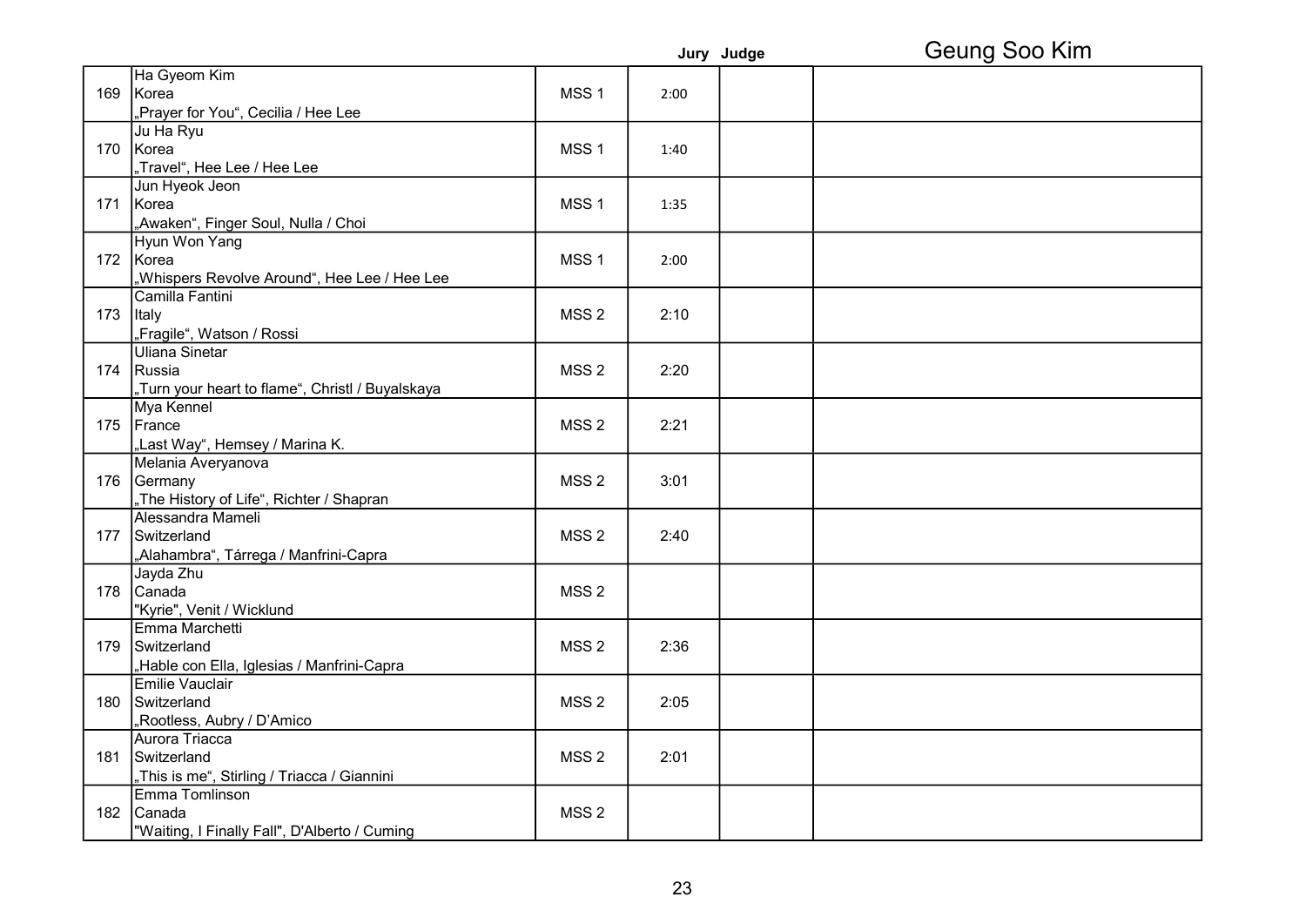Geung Soo Kim

| | | | Jury | Judge | |
|---|---|---|---|---|---|
| 169 | Ha Gyeom Kim<br>Korea<br>„Prayer for You", Cecilia / Hee Lee | MSS 1 | 2:00 | | |
| 170 | Ju Ha Ryu<br>Korea<br>„Travel", Hee Lee / Hee Lee | MSS 1 | 1:40 | | |
| 171 | Jun Hyeok Jeon<br>Korea<br>„Awaken", Finger Soul, Nulla / Choi | MSS 1 | 1:35 | | |
| 172 | Hyun Won Yang<br>Korea<br>„Whispers Revolve Around", Hee Lee / Hee Lee | MSS 1 | 2:00 | | |
| 173 | Camilla Fantini<br>Italy<br>„Fragile", Watson / Rossi | MSS 2 | 2:10 | | |
| 174 | Uliana Sinetar<br>Russia<br>„Turn your heart to flame", Christl / Buyalskaya | MSS 2 | 2:20 | | |
| 175 | Mya Kennel<br>France<br>„Last Way", Hemsey / Marina K. | MSS 2 | 2:21 | | |
| 176 | Melania Averyanova<br>Germany<br>„The History of Life", Richter / Shapran | MSS 2 | 3:01 | | |
| 177 | Alessandra Mameli<br>Switzerland<br>„Alahambra", Tárrega / Manfrini-Capra | MSS 2 | 2:40 | | |
| 178 | Jayda Zhu<br>Canada<br>"Kyrie", Venit / Wicklund | MSS 2 | | | |
| 179 | Emma Marchetti<br>Switzerland<br>„Hable con Ella, Iglesias / Manfrini-Capra | MSS 2 | 2:36 | | |
| 180 | Emilie Vauclair<br>Switzerland<br>„Rootless, Aubry / D'Amico | MSS 2 | 2:05 | | |
| 181 | Aurora Triacca<br>Switzerland<br>„This is me", Stirling / Triacca / Giannini | MSS 2 | 2:01 | | |
| 182 | Emma Tomlinson<br>Canada<br>"Waiting, I Finally Fall", D'Alberto / Cuming | MSS 2 | | | |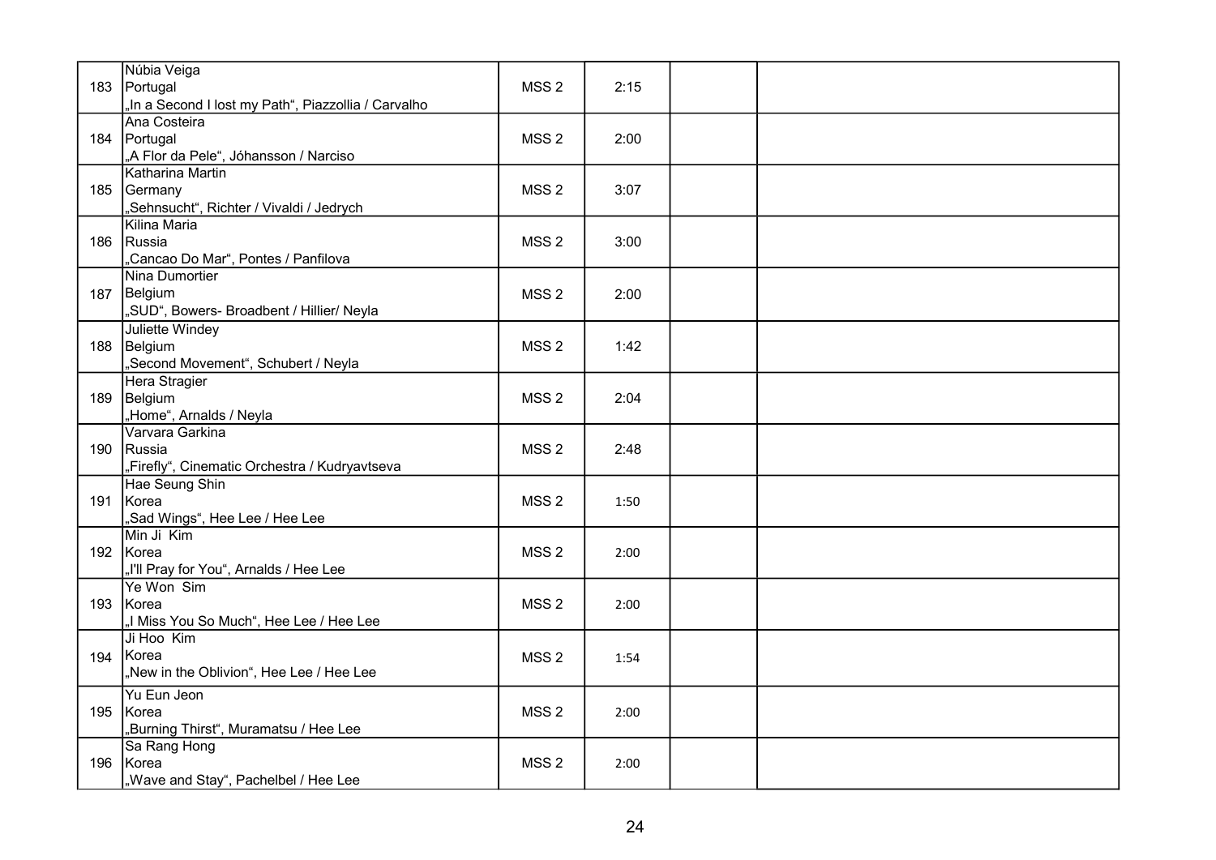| | | | | | |
|---|---|---|---|---|---|
| 183 | Núbia Veiga<br>Portugal<br>„In a Second I lost my Path“, Piazzollia / Carvalho | MSS 2 | 2:15 | | |
| 184 | Ana Costeira<br>Portugal<br>„A Flor da Pele“, Jóhansson / Narciso | MSS 2 | 2:00 | | |
| 185 | Katharina Martin<br>Germany<br>„Sehnsucht“, Richter / Vivaldi / Jedrych | MSS 2 | 3:07 | | |
| 186 | Kilina Maria<br>Russia<br>„Cancao Do Mar“, Pontes / Panfilova | MSS 2 | 3:00 | | |
| 187 | Nina Dumortier<br>Belgium<br>„SUD“, Bowers- Broadbent / Hillier/ Neyla | MSS 2 | 2:00 | | |
| 188 | Juliette Windey<br>Belgium<br>„Second Movement“, Schubert / Neyla | MSS 2 | 1:42 | | |
| 189 | Hera Stragier<br>Belgium<br>„Home“, Arnalds / Neyla | MSS 2 | 2:04 | | |
| 190 | Varvara Garkina<br>Russia<br>„Firefly“, Cinematic Orchestra / Kudryavtseva | MSS 2 | 2:48 | | |
| 191 | Hae Seung Shin<br>Korea<br>„Sad Wings“, Hee Lee / Hee Lee | MSS 2 | 1:50 | | |
| 192 | Min Ji Kim<br>Korea<br>„I'll Pray for You“, Arnalds / Hee Lee | MSS 2 | 2:00 | | |
| 193 | Ye Won Sim<br>Korea<br>„I Miss You So Much“, Hee Lee / Hee Lee | MSS 2 | 2:00 | | |
| 194 | Ji Hoo Kim<br>Korea<br>„New in the Oblivion“, Hee Lee / Hee Lee | MSS 2 | 1:54 | | |
| 195 | Yu Eun Jeon<br>Korea<br>„Burning Thirst“, Muramatsu / Hee Lee | MSS 2 | 2:00 | | |
| 196 | Sa Rang Hong<br>Korea<br>„Wave and Stay“, Pachelbel / Hee Lee | MSS 2 | 2:00 | | |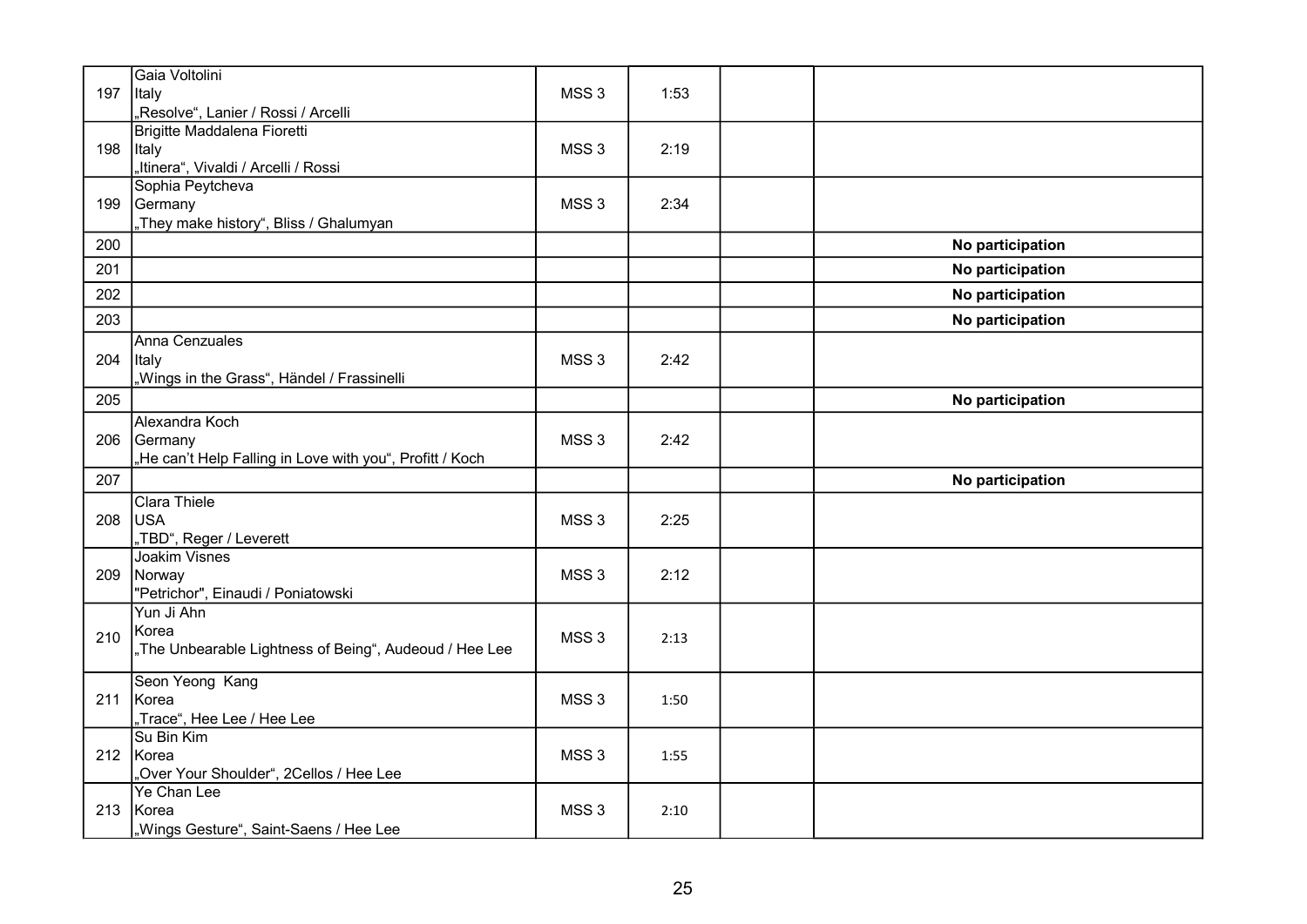| | | | | | |
|---|---|---|---|---|---|
| 197 | Gaia Voltolini<br>Italy<br>„Resolve“, Lanier / Rossi / Arcelli | MSS 3 | 1:53 | | |
| 198 | Brigitte Maddalena Fioretti<br>Italy<br>„Itinera“, Vivaldi / Arcelli / Rossi | MSS 3 | 2:19 | | |
| 199 | Sophia Peytcheva<br>Germany<br>„They make history“, Bliss / Ghalumyan | MSS 3 | 2:34 | | |
| 200 | | | | | **No participation** |
| 201 | | | | | **No participation** |
| 202 | | | | | **No participation** |
| 203 | | | | | **No participation** |
| 204 | Anna Cenzuales<br>Italy<br>„Wings in the Grass“, Händel / Frassinelli | MSS 3 | 2:42 | | |
| 205 | | | | | **No participation** |
| 206 | Alexandra Koch<br>Germany<br>„He can't Help Falling in Love with you“, Profitt / Koch | MSS 3 | 2:42 | | |
| 207 | | | | | **No participation** |
| 208 | Clara Thiele<br>USA<br>„TBD“, Reger / Leverett | MSS 3 | 2:25 | | |
| 209 | Joakim Visnes<br>Norway<br>"Petrichor", Einaudi / Poniatowski | MSS 3 | 2:12 | | |
| 210 | Yun Ji Ahn<br>Korea<br>„The Unbearable Lightness of Being“, Audeoud / Hee Lee | MSS 3 | 2:13 | | |
| 211 | Seon Yeong Kang<br>Korea<br>„Trace“, Hee Lee / Hee Lee | MSS 3 | 1:50 | | |
| 212 | Su Bin Kim<br>Korea<br>„Over Your Shoulder“, 2Cellos / Hee Lee | MSS 3 | 1:55 | | |
| 213 | Ye Chan Lee<br>Korea<br>„Wings Gesture“, Saint-Saens / Hee Lee | MSS 3 | 2:10 | | |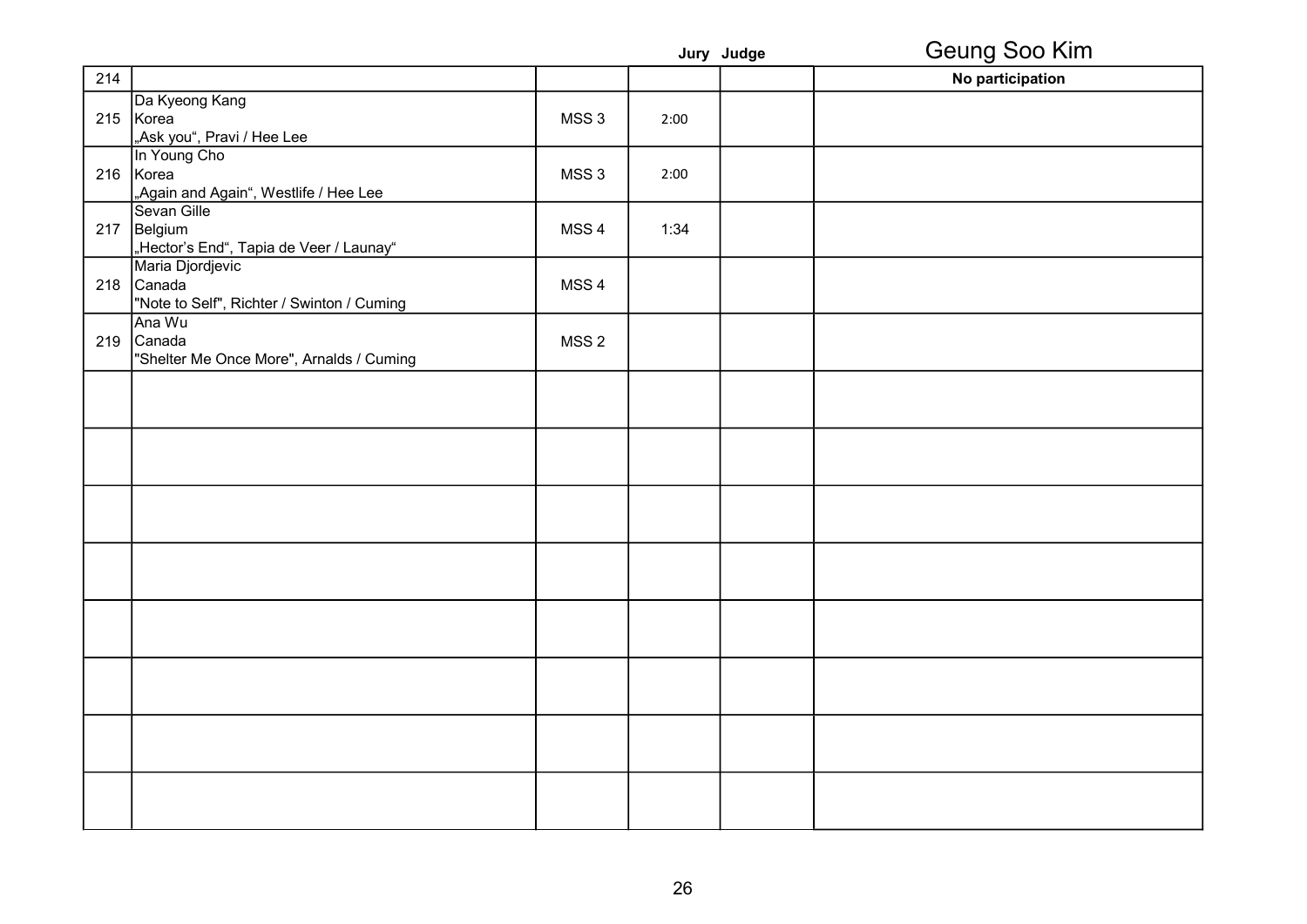## Geung Soo Kim

| | | | Jury | Judge | |
|---|---|---|---|---|---|
| 214 | | | | | **No participation** |
| 215 | Da Kyeong Kang<br>Korea<br>„Ask you“, Pravi / Hee Lee | MSS 3 | 2:00 | | |
| 216 | In Young Cho<br>Korea<br>„Again and Again“, Westlife / Hee Lee | MSS 3 | 2:00 | | |
| 217 | Sevan Gille<br>Belgium<br>„Hector's End“, Tapia de Veer / Launay“ | MSS 4 | 1:34 | | |
| 218 | Maria Djordjevic<br>Canada<br>"Note to Self", Richter / Swinton / Cuming | MSS 4 | | | |
| 219 | Ana Wu<br>Canada<br>"Shelter Me Once More", Arnalds / Cuming | MSS 2 | | | |
| | | | | | |
| | | | | | |
| | | | | | |
| | | | | | |
| | | | | | |
| | | | | | |
| | | | | | |
| | | | | | |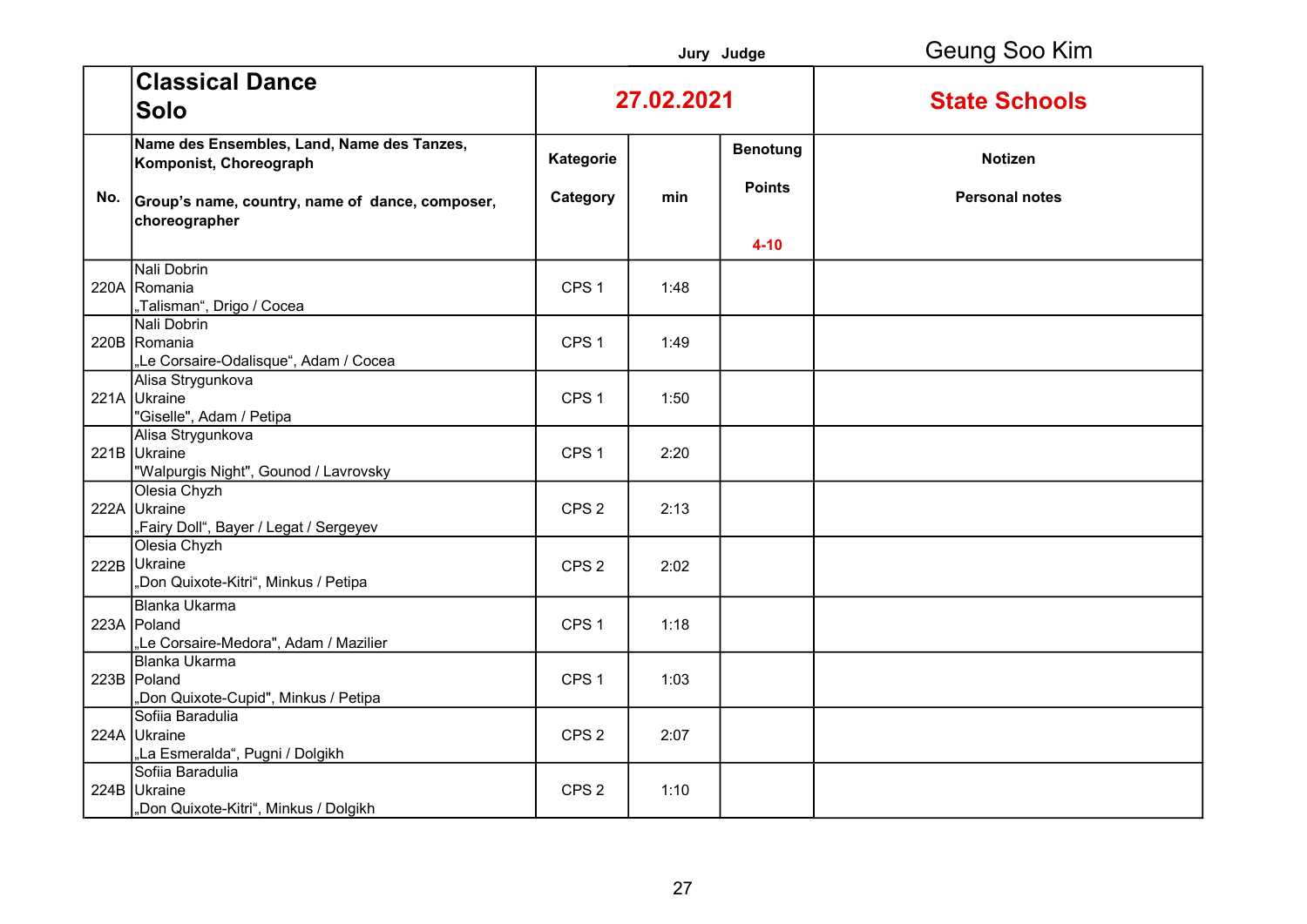Jury Judge Geung Soo Kim

| | **Classical Dance Solo** | **27.02.2021** | | | **State Schools** |
|---|---|---|---|---|---|
| **No.** | **Name des Ensembles, Land, Name des Tanzes, Komponist, Choreograph**<br><br>**Group's name, country, name of dance, composer, choreographer** | **Kategorie**<br><br>**Category** | **min** | **Benotung**<br><br>**Points**<br><br>**4-10** | **Notizen**<br><br>**Personal notes** |
| 220A | Nali Dobrin<br>Romania<br>„Talisman", Drigo / Cocea | CPS 1 | 1:48 | | |
| 220B | Nali Dobrin<br>Romania<br>„Le Corsaire-Odalisque", Adam / Cocea | CPS 1 | 1:49 | | |
| 221A | Alisa Strygunkova<br>Ukraine<br>"Giselle", Adam / Petipa | CPS 1 | 1:50 | | |
| 221B | Alisa Strygunkova<br>Ukraine<br>"Walpurgis Night", Gounod / Lavrovsky | CPS 1 | 2:20 | | |
| 222A | Olesia Chyzh<br>Ukraine<br>„Fairy Doll", Bayer / Legat / Sergeyev | CPS 2 | 2:13 | | |
| 222B | Olesia Chyzh<br>Ukraine<br>„Don Quixote-Kitri", Minkus / Petipa | CPS 2 | 2:02 | | |
| 223A | Blanka Ukarma<br>Poland<br>„Le Corsaire-Medora", Adam / Mazilier | CPS 1 | 1:18 | | |
| 223B | Blanka Ukarma<br>Poland<br>„Don Quixote-Cupid", Minkus / Petipa | CPS 1 | 1:03 | | |
| 224A | Sofiia Baradulia<br>Ukraine<br>„La Esmeralda", Pugni / Dolgikh | CPS 2 | 2:07 | | |
| 224B | Sofiia Baradulia<br>Ukraine<br>„Don Quixote-Kitri", Minkus / Dolgikh | CPS 2 | 1:10 | | |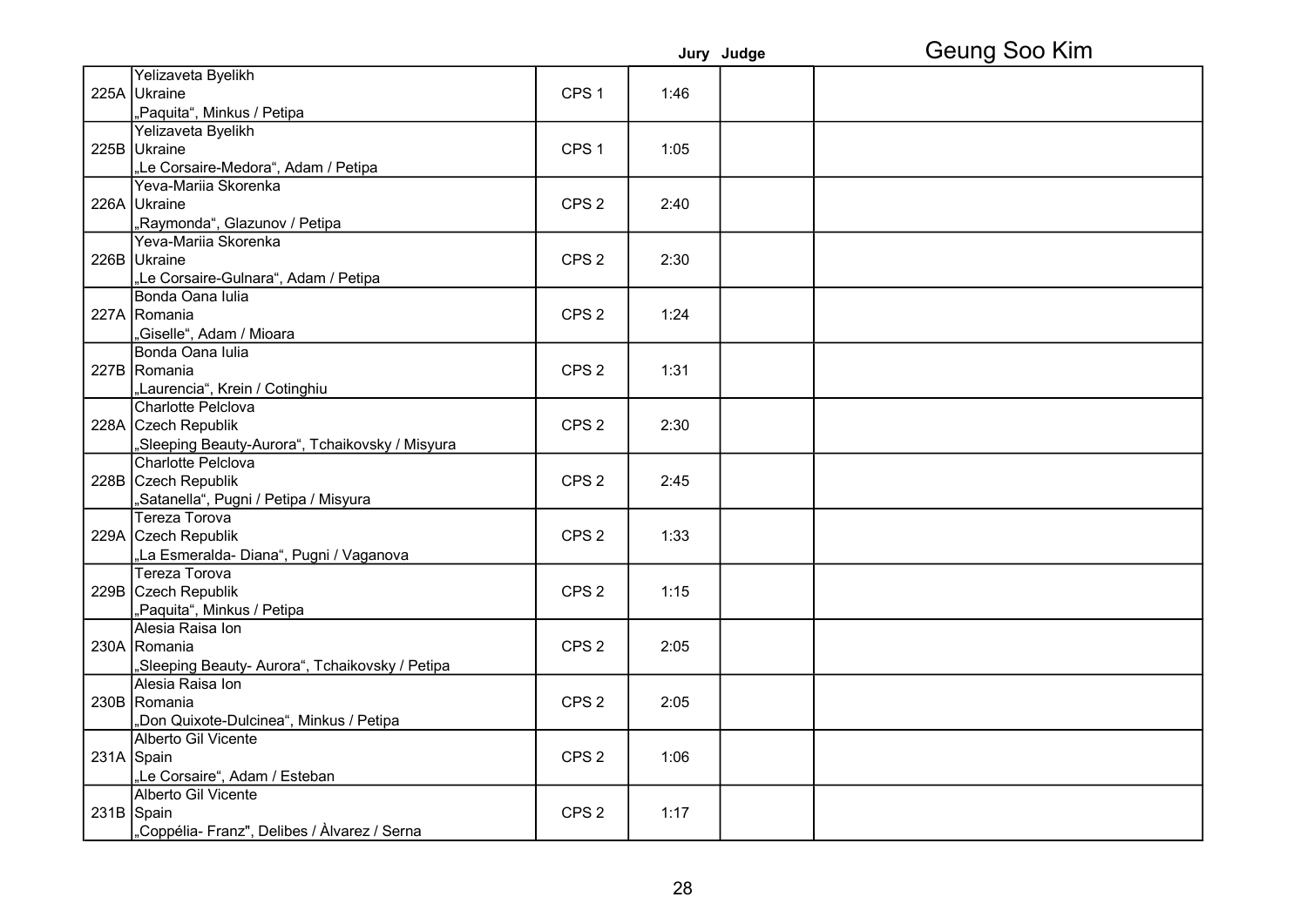| | | | Jury | Judge | Geung Soo Kim |
|---|---|---|---|---|---|
| 225A | Yelizaveta Byelikh<br>Ukraine<br>„Paquita“, Minkus / Petipa | CPS 1 | 1:46 | | |
| 225B | Yelizaveta Byelikh<br>Ukraine<br>„Le Corsaire-Medora“, Adam / Petipa | CPS 1 | 1:05 | | |
| 226A | Yeva-Mariia Skorenka<br>Ukraine<br>„Raymonda“, Glazunov / Petipa | CPS 2 | 2:40 | | |
| 226B | Yeva-Mariia Skorenka<br>Ukraine<br>„Le Corsaire-Gulnara“, Adam / Petipa | CPS 2 | 2:30 | | |
| 227A | Bonda Oana Iulia<br>Romania<br>„Giselle“, Adam / Mioara | CPS 2 | 1:24 | | |
| 227B | Bonda Oana Iulia<br>Romania<br>„Laurencia“, Krein / Cotinghiu | CPS 2 | 1:31 | | |
| 228A | Charlotte Pelclova<br>Czech Republik<br>„Sleeping Beauty-Aurora“, Tchaikovsky / Misyura | CPS 2 | 2:30 | | |
| 228B | Charlotte Pelclova<br>Czech Republik<br>„Satanella“, Pugni / Petipa / Misyura | CPS 2 | 2:45 | | |
| 229A | Tereza Torova<br>Czech Republik<br>„La Esmeralda- Diana“, Pugni / Vaganova | CPS 2 | 1:33 | | |
| 229B | Tereza Torova<br>Czech Republik<br>„Paquita“, Minkus / Petipa | CPS 2 | 1:15 | | |
| 230A | Alesia Raisa Ion<br>Romania<br>„Sleeping Beauty- Aurora“, Tchaikovsky / Petipa | CPS 2 | 2:05 | | |
| 230B | Alesia Raisa Ion<br>Romania<br>„Don Quixote-Dulcinea“, Minkus / Petipa | CPS 2 | 2:05 | | |
| 231A | Alberto Gil Vicente<br>Spain<br>„Le Corsaire“, Adam / Esteban | CPS 2 | 1:06 | | |
| 231B | Alberto Gil Vicente<br>Spain<br>„Coppélia- Franz", Delibes / Àlvarez / Serna | CPS 2 | 1:17 | | |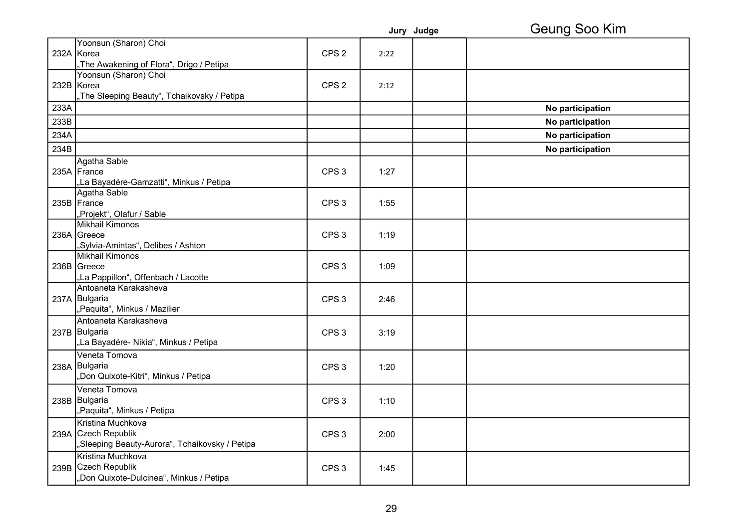Geung Soo Kim

| | | | Jury | Judge | |
|---|---|---|---|---|---|
| 232A | Yoonsun (Sharon) Choi<br>Korea<br>„The Awakening of Flora“, Drigo / Petipa | CPS 2 | 2:22 | | |
| 232B | Yoonsun (Sharon) Choi<br>Korea<br>„The Sleeping Beauty“, Tchaikovsky / Petipa | CPS 2 | 2:12 | | |
| 233A | | | | | **No participation** |
| 233B | | | | | **No participation** |
| 234A | | | | | **No participation** |
| 234B | | | | | **No participation** |
| 235A | Agatha Sable<br>France<br>„La Bayadére-Gamzatti“, Minkus / Petipa | CPS 3 | 1:27 | | |
| 235B | Agatha Sable<br>France<br>„Projekt“, Olafur / Sable | CPS 3 | 1:55 | | |
| 236A | Mikhail Kimonos<br>Greece<br>„Sylvia-Amintas“, Delibes / Ashton | CPS 3 | 1:19 | | |
| 236B | Mikhail Kimonos<br>Greece<br>„La Pappillon“, Offenbach / Lacotte | CPS 3 | 1:09 | | |
| 237A | Antoaneta Karakasheva<br>Bulgaria<br>„Paquita“, Minkus / Mazilier | CPS 3 | 2:46 | | |
| 237B | Antoaneta Karakasheva<br>Bulgaria<br>„La Bayadére- Nikia“, Minkus / Petipa | CPS 3 | 3:19 | | |
| 238A | Veneta Tomova<br>Bulgaria<br>„Don Quixote-Kitri“, Minkus / Petipa | CPS 3 | 1:20 | | |
| 238B | Veneta Tomova<br>Bulgaria<br>„Paquita“, Minkus / Petipa | CPS 3 | 1:10 | | |
| 239A | Kristina Muchkova<br>Czech Republik<br>„Sleeping Beauty-Aurora“, Tchaikovsky / Petipa | CPS 3 | 2:00 | | |
| 239B | Kristina Muchkova<br>Czech Republik<br>„Don Quixote-Dulcinea“, Minkus / Petipa | CPS 3 | 1:45 | | |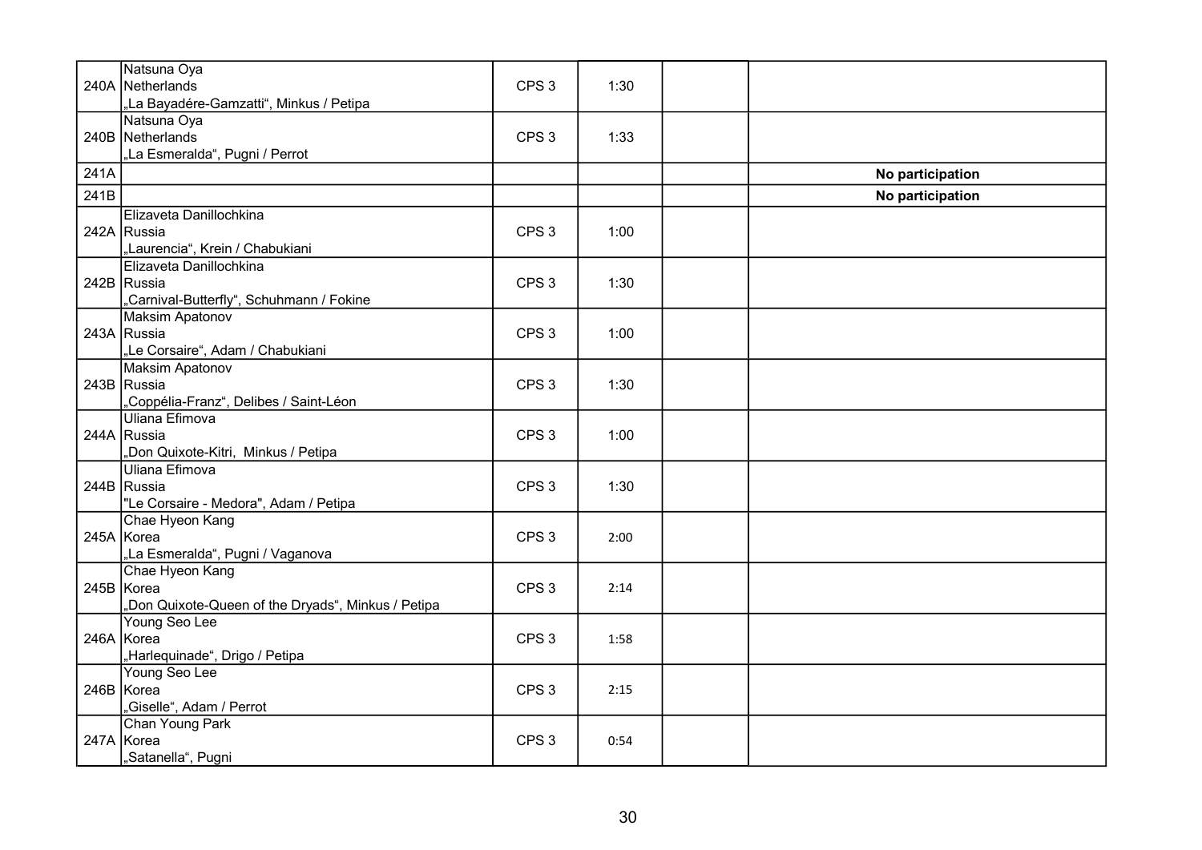| | | | | | |
|---|---|---|---|---|---|
| 240A | Natsuna Oya<br>Netherlands<br>„La Bayadére-Gamzatti“, Minkus / Petipa | CPS 3 | 1:30 | | |
| 240B | Natsuna Oya<br>Netherlands<br>„La Esmeralda“, Pugni / Perrot | CPS 3 | 1:33 | | |
| 241A | | | | | **No participation** |
| 241B | | | | | **No participation** |
| 242A | Elizaveta Danillochkina<br>Russia<br>„Laurencia“, Krein / Chabukiani | CPS 3 | 1:00 | | |
| 242B | Elizaveta Danillochkina<br>Russia<br>„Carnival-Butterfly“, Schuhmann / Fokine | CPS 3 | 1:30 | | |
| 243A | Maksim Apatonov<br>Russia<br>„Le Corsaire“, Adam / Chabukiani | CPS 3 | 1:00 | | |
| 243B | Maksim Apatonov<br>Russia<br>„Coppélia-Franz“, Delibes / Saint-Léon | CPS 3 | 1:30 | | |
| 244A | Uliana Efimova<br>Russia<br>„Don Quixote-Kitri, Minkus / Petipa | CPS 3 | 1:00 | | |
| 244B | Uliana Efimova<br>Russia<br>"Le Corsaire - Medora", Adam / Petipa | CPS 3 | 1:30 | | |
| 245A | Chae Hyeon Kang<br>Korea<br>„La Esmeralda“, Pugni / Vaganova | CPS 3 | 2:00 | | |
| 245B | Chae Hyeon Kang<br>Korea<br>„Don Quixote-Queen of the Dryads“, Minkus / Petipa | CPS 3 | 2:14 | | |
| 246A | Young Seo Lee<br>Korea<br>„Harlequinade“, Drigo / Petipa | CPS 3 | 1:58 | | |
| 246B | Young Seo Lee<br>Korea<br>„Giselle“, Adam / Perrot | CPS 3 | 2:15 | | |
| 247A | Chan Young Park<br>Korea<br>„Satanella“, Pugni | CPS 3 | 0:54 | | |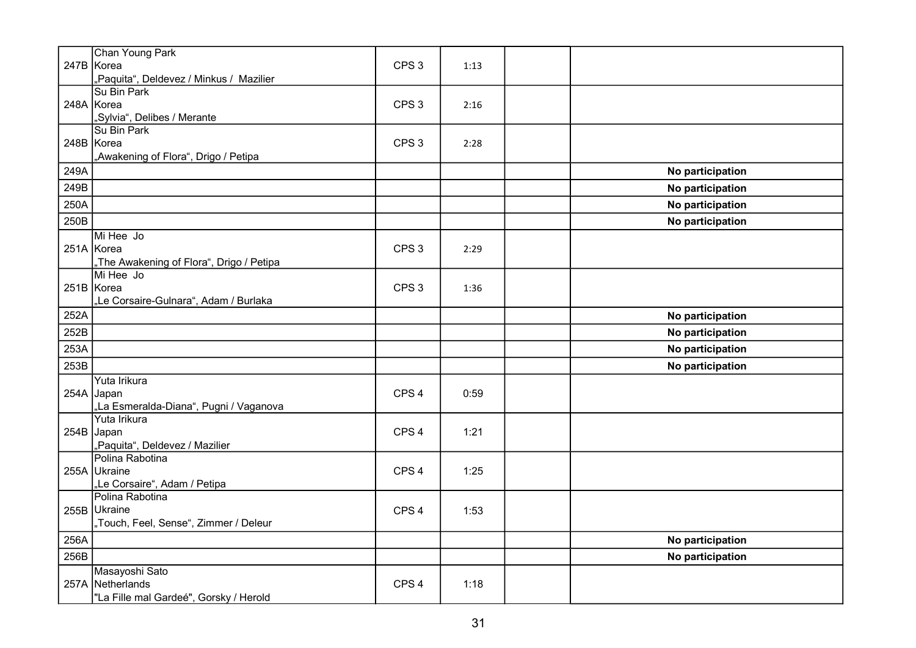| | | | | | |
|---|---|---|---|---|---|
| 247B | Chan Young Park<br>Korea<br>„Paquita“, Deldevez / Minkus / Mazilier | CPS 3 | 1:13 | | |
| 248A | Su Bin Park<br>Korea<br>„Sylvia“, Delibes / Merante | CPS 3 | 2:16 | | |
| 248B | Su Bin Park<br>Korea<br>„Awakening of Flora“, Drigo / Petipa | CPS 3 | 2:28 | | |
| 249A | | | | | **No participation** |
| 249B | | | | | **No participation** |
| 250A | | | | | **No participation** |
| 250B | | | | | **No participation** |
| 251A | Mi Hee Jo<br>Korea<br>„The Awakening of Flora“, Drigo / Petipa | CPS 3 | 2:29 | | |
| 251B | Mi Hee Jo<br>Korea<br>„Le Corsaire-Gulnara“, Adam / Burlaka | CPS 3 | 1:36 | | |
| 252A | | | | | **No participation** |
| 252B | | | | | **No participation** |
| 253A | | | | | **No participation** |
| 253B | | | | | **No participation** |
| 254A | Yuta Irikura<br>Japan<br>„La Esmeralda-Diana“, Pugni / Vaganova | CPS 4 | 0:59 | | |
| 254B | Yuta Irikura<br>Japan<br>„Paquita“, Deldevez / Mazilier | CPS 4 | 1:21 | | |
| 255A | Polina Rabotina<br>Ukraine<br>„Le Corsaire“, Adam / Petipa | CPS 4 | 1:25 | | |
| 255B | Polina Rabotina<br>Ukraine<br>„Touch, Feel, Sense“, Zimmer / Deleur | CPS 4 | 1:53 | | |
| 256A | | | | | **No participation** |
| 256B | | | | | **No participation** |
| 257A | Masayoshi Sato<br>Netherlands<br>"La Fille mal Gardeé", Gorsky / Herold | CPS 4 | 1:18 | | |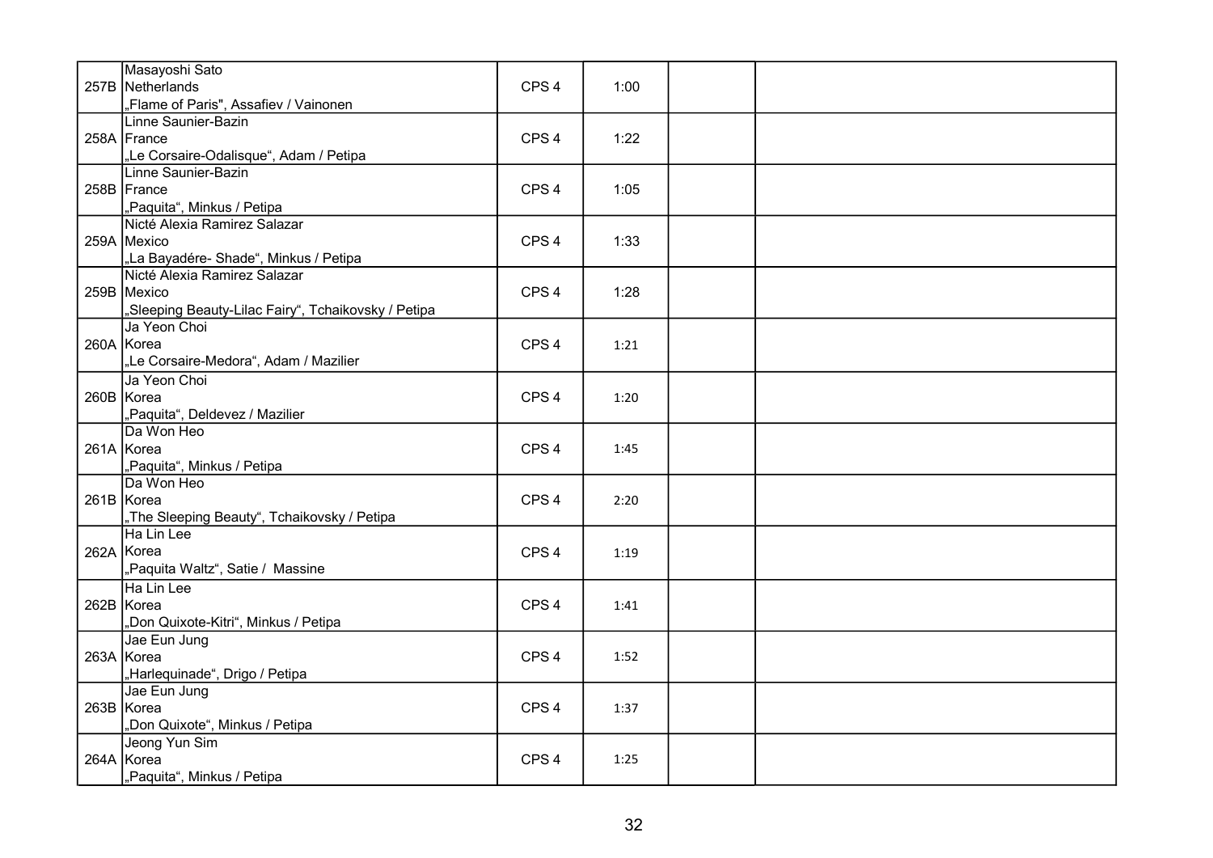| | | | | | |
|---|---|---|---|---|---|
| 257B | Masayoshi Sato<br>Netherlands<br>„Flame of Paris", Assafiev / Vainonen | CPS 4 | 1:00 | | |
| 258A | Linne Saunier-Bazin<br>France<br>„Le Corsaire-Odalisque", Adam / Petipa | CPS 4 | 1:22 | | |
| 258B | Linne Saunier-Bazin<br>France<br>„Paquita", Minkus / Petipa | CPS 4 | 1:05 | | |
| 259A | Nicté Alexia Ramirez Salazar<br>Mexico<br>„La Bayadére- Shade", Minkus / Petipa | CPS 4 | 1:33 | | |
| 259B | Nicté Alexia Ramirez Salazar<br>Mexico<br>„Sleeping Beauty-Lilac Fairy", Tchaikovsky / Petipa | CPS 4 | 1:28 | | |
| 260A | Ja Yeon Choi<br>Korea<br>„Le Corsaire-Medora", Adam / Mazilier | CPS 4 | 1:21 | | |
| 260B | Ja Yeon Choi<br>Korea<br>„Paquita", Deldevez / Mazilier | CPS 4 | 1:20 | | |
| 261A | Da Won Heo<br>Korea<br>„Paquita", Minkus / Petipa | CPS 4 | 1:45 | | |
| 261B | Da Won Heo<br>Korea<br>„The Sleeping Beauty", Tchaikovsky / Petipa | CPS 4 | 2:20 | | |
| 262A | Ha Lin Lee<br>Korea<br>„Paquita Waltz", Satie / Massine | CPS 4 | 1:19 | | |
| 262B | Ha Lin Lee<br>Korea<br>„Don Quixote-Kitri", Minkus / Petipa | CPS 4 | 1:41 | | |
| 263A | Jae Eun Jung<br>Korea<br>„Harlequinade", Drigo / Petipa | CPS 4 | 1:52 | | |
| 263B | Jae Eun Jung<br>Korea<br>„Don Quixote", Minkus / Petipa | CPS 4 | 1:37 | | |
| 264A | Jeong Yun Sim<br>Korea<br>„Paquita", Minkus / Petipa | CPS 4 | 1:25 | | |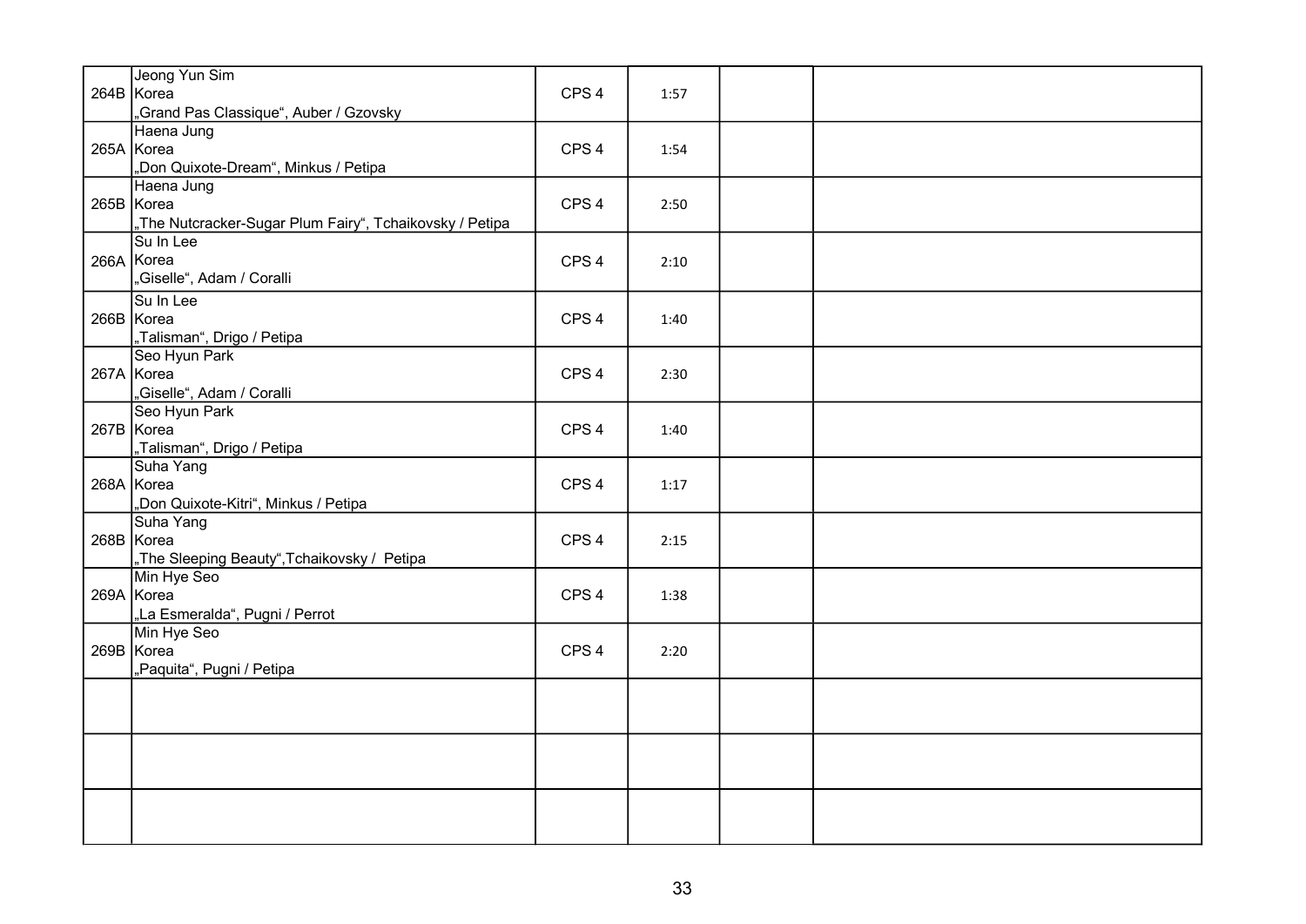| | | | | | |
|---|---|---|---|---|---|
| 264B | Jeong Yun Sim<br>Korea<br>„Grand Pas Classique“, Auber / Gzovsky | CPS 4 | 1:57 | | |
| 265A | Haena Jung<br>Korea<br>„Don Quixote-Dream“, Minkus / Petipa | CPS 4 | 1:54 | | |
| 265B | Haena Jung<br>Korea<br>„The Nutcracker-Sugar Plum Fairy“, Tchaikovsky / Petipa | CPS 4 | 2:50 | | |
| 266A | Su In Lee<br>Korea<br>„Giselle“, Adam / Coralli | CPS 4 | 2:10 | | |
| 266B | Su In Lee<br>Korea<br>„Talisman“, Drigo / Petipa | CPS 4 | 1:40 | | |
| 267A | Seo Hyun Park<br>Korea<br>„Giselle“, Adam / Coralli | CPS 4 | 2:30 | | |
| 267B | Seo Hyun Park<br>Korea<br>„Talisman“, Drigo / Petipa | CPS 4 | 1:40 | | |
| 268A | Suha Yang<br>Korea<br>„Don Quixote-Kitri“, Minkus / Petipa | CPS 4 | 1:17 | | |
| 268B | Suha Yang<br>Korea<br>„The Sleeping Beauty“,Tchaikovsky / Petipa | CPS 4 | 2:15 | | |
| 269A | Min Hye Seo<br>Korea<br>„La Esmeralda“, Pugni / Perrot | CPS 4 | 1:38 | | |
| 269B | Min Hye Seo<br>Korea<br>„Paquita“, Pugni / Petipa | CPS 4 | 2:20 | | |
| | | | | | |
| | | | | | |
| | | | | | |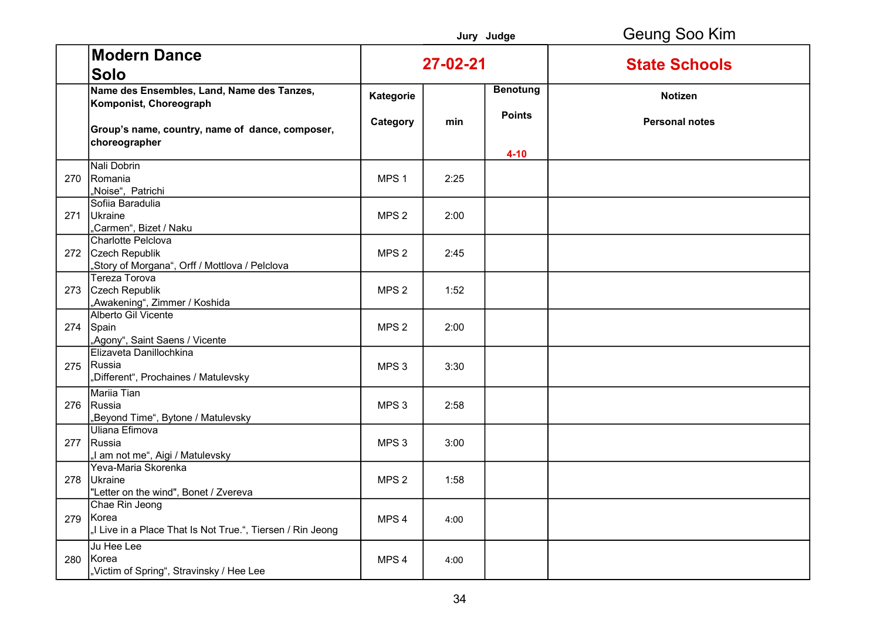Jury Judge Geung Soo Kim

| | Modern Dance Solo | 27-02-21 | | | State Schools |
|---|---|---|---|---|---|
| | Name des Ensembles, Land, Name des Tanzes, Komponist, Choreograph<br><br>Group's name, country, name of dance, composer, choreographer | Kategorie<br><br>Category | min | Benotung<br><br>Points<br><br>4-10 | Notizen<br><br>Personal notes |
| 270 | Nali Dobrin<br>Romania<br>„Noise", Patrichi | MPS 1 | 2:25 | | |
| 271 | Sofiia Baradulia<br>Ukraine<br>„Carmen", Bizet / Naku | MPS 2 | 2:00 | | |
| 272 | Charlotte Pelclova<br>Czech Republik<br>„Story of Morgana", Orff / Mottlova / Pelclova | MPS 2 | 2:45 | | |
| 273 | Tereza Torova<br>Czech Republik<br>„Awakening", Zimmer / Koshida | MPS 2 | 1:52 | | |
| 274 | Alberto Gil Vicente<br>Spain<br>„Agony", Saint Saens / Vicente | MPS 2 | 2:00 | | |
| 275 | Elizaveta Danillochkina<br>Russia<br>„Different", Prochaines / Matulevsky | MPS 3 | 3:30 | | |
| 276 | Mariia Tian<br>Russia<br>„Beyond Time", Bytone / Matulevsky | MPS 3 | 2:58 | | |
| 277 | Uliana Efimova<br>Russia<br>„I am not me", Aigi / Matulevsky | MPS 3 | 3:00 | | |
| 278 | Yeva-Maria Skorenka<br>Ukraine<br>"Letter on the wind", Bonet / Zvereva | MPS 2 | 1:58 | | |
| 279 | Chae Rin Jeong<br>Korea<br>„I Live in a Place That Is Not True.", Tiersen / Rin Jeong | MPS 4 | 4:00 | | |
| 280 | Ju Hee Lee<br>Korea<br>„Victim of Spring", Stravinsky / Hee Lee | MPS 4 | 4:00 | | |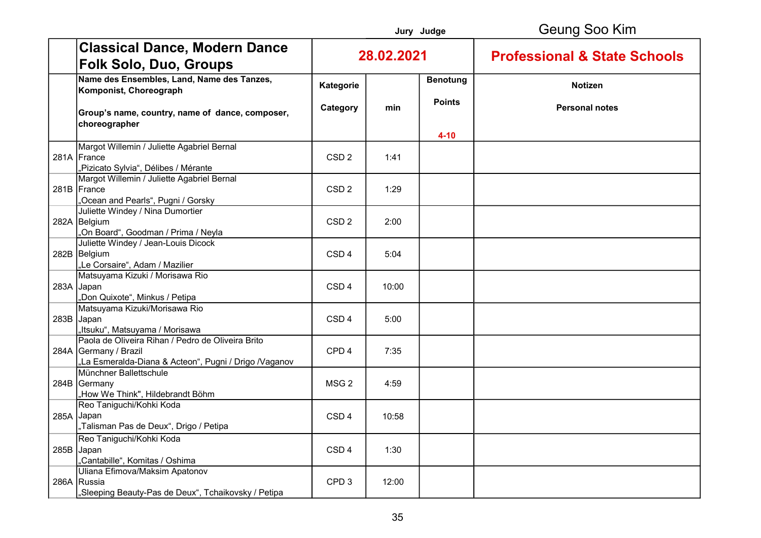Jury Judge Geung Soo Kim

| | Classical Dance, Modern Dance Folk Solo, Duo, Groups | 28.02.2021 | | | Professional & State Schools |
|---|---|---|---|---|---|
| | Name des Ensembles, Land, Name des Tanzes, Komponist, Choreograph<br><br>Group's name, country, name of dance, composer, choreographer | Kategorie<br><br>Category | min | Benotung<br><br>Points<br><br>4-10 | Notizen<br><br>Personal notes |
| 281A | Margot Willemin / Juliette Agabriel Bernal<br>France<br>„Pizicato Sylvia", Délibes / Mérante | CSD 2 | 1:41 | | |
| 281B | Margot Willemin / Juliette Agabriel Bernal<br>France<br>„Ocean and Pearls", Pugni / Gorsky | CSD 2 | 1:29 | | |
| 282A | Juliette Windey / Nina Dumortier<br>Belgium<br>„On Board", Goodman / Prima / Neyla | CSD 2 | 2:00 | | |
| 282B | Juliette Windey / Jean-Louis Dicock<br>Belgium<br>„Le Corsaire", Adam / Mazilier | CSD 4 | 5:04 | | |
| 283A | Matsuyama Kizuki / Morisawa Rio<br>Japan<br>„Don Quixote", Minkus / Petipa | CSD 4 | 10:00 | | |
| 283B | Matsuyama Kizuki/Morisawa Rio<br>Japan<br>„Itsuku", Matsuyama / Morisawa | CSD 4 | 5:00 | | |
| 284A | Paola de Oliveira Rihan / Pedro de Oliveira Brito<br>Germany / Brazil<br>„La Esmeralda-Diana & Acteon", Pugni / Drigo /Vaganov | CPD 4 | 7:35 | | |
| 284B | Münchner Ballettschule<br>Germany<br>„How We Think", Hildebrandt Böhm | MSG 2 | 4:59 | | |
| 285A | Reo Taniguchi/Kohki Koda<br>Japan<br>„Talisman Pas de Deux", Drigo / Petipa | CSD 4 | 10:58 | | |
| 285B | Reo Taniguchi/Kohki Koda<br>Japan<br>„Cantabille", Komitas / Oshima | CSD 4 | 1:30 | | |
| 286A | Uliana Efimova/Maksim Apatonov<br>Russia<br>„Sleeping Beauty-Pas de Deux", Tchaikovsky / Petipa | CPD 3 | 12:00 | | |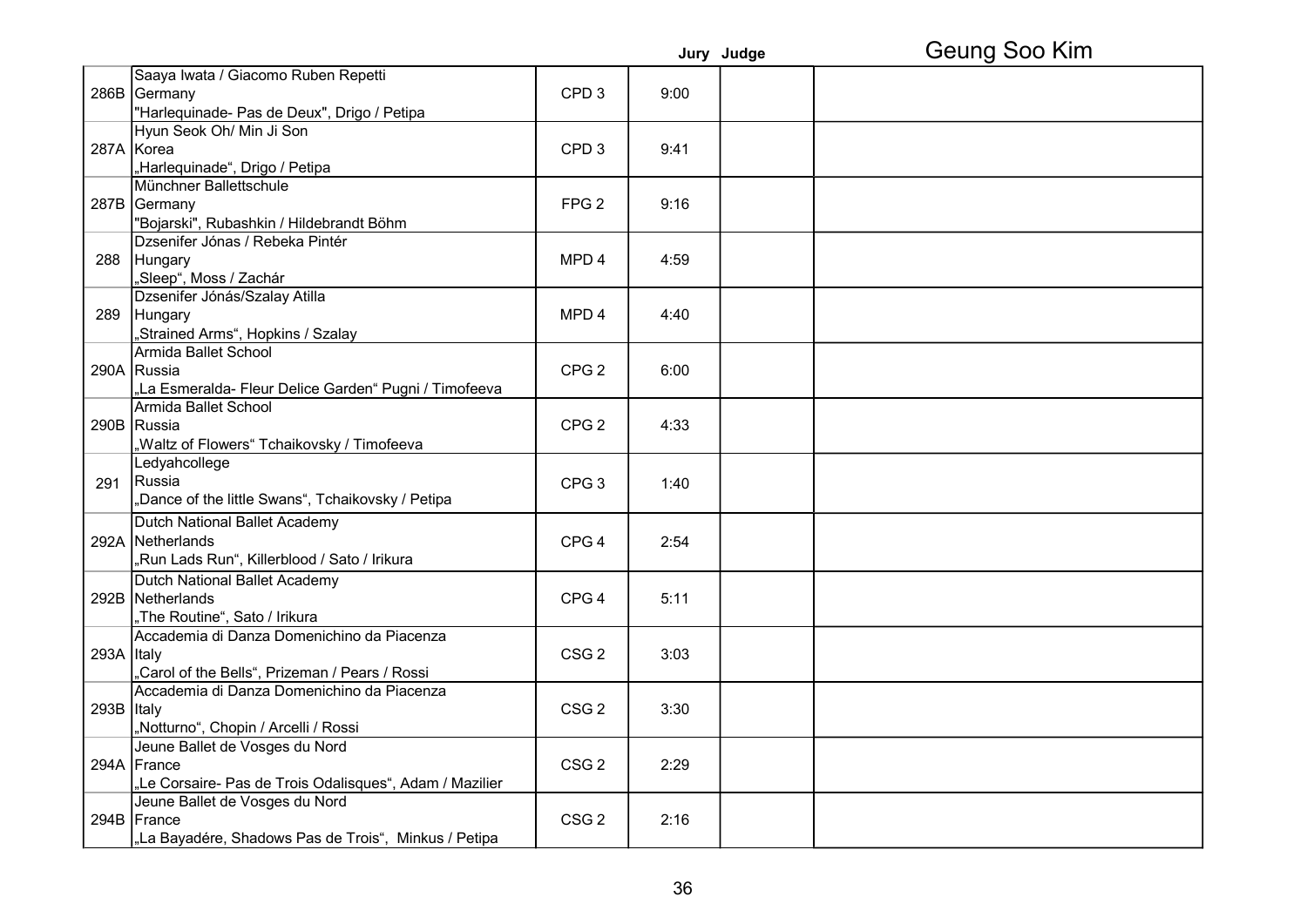**Geung Soo Kim**

| | | | | Jury Judge | |
|---|---|---|---|---|---|
| 286B | Saaya Iwata / Giacomo Ruben Repetti<br>Germany<br>"Harlequinade- Pas de Deux", Drigo / Petipa | CPD 3 | 9:00 | | |
| 287A | Hyun Seok Oh/ Min Ji Son<br>Korea<br>„Harlequinade“, Drigo / Petipa | CPD 3 | 9:41 | | |
| 287B | Münchner Ballettschule<br>Germany<br>"Bojarski", Rubashkin / Hildebrandt Böhm | FPG 2 | 9:16 | | |
| 288 | Dzsenifer Jónas / Rebeka Pintér<br>Hungary<br>„Sleep“, Moss / Zachár | MPD 4 | 4:59 | | |
| 289 | Dzsenifer Jónás/Szalay Atilla<br>Hungary<br>„Strained Arms“, Hopkins / Szalay | MPD 4 | 4:40 | | |
| 290A | Armida Ballet School<br>Russia<br>„La Esmeralda- Fleur Delice Garden“ Pugni / Timofeeva | CPG 2 | 6:00 | | |
| 290B | Armida Ballet School<br>Russia<br>„Waltz of Flowers“ Tchaikovsky / Timofeeva | CPG 2 | 4:33 | | |
| 291 | Ledyahcollege<br>Russia<br>„Dance of the little Swans“, Tchaikovsky / Petipa | CPG 3 | 1:40 | | |
| 292A | Dutch National Ballet Academy<br>Netherlands<br>„Run Lads Run“, Killerblood / Sato / Irikura | CPG 4 | 2:54 | | |
| 292B | Dutch National Ballet Academy<br>Netherlands<br>„The Routine“, Sato / Irikura | CPG 4 | 5:11 | | |
| 293A | Accademia di Danza Domenichino da Piacenza<br>Italy<br>„Carol of the Bells“, Prizeman / Pears / Rossi | CSG 2 | 3:03 | | |
| 293B | Accademia di Danza Domenichino da Piacenza<br>Italy<br>„Notturno“, Chopin / Arcelli / Rossi | CSG 2 | 3:30 | | |
| 294A | Jeune Ballet de Vosges du Nord<br>France<br>„Le Corsaire- Pas de Trois Odalisques“, Adam / Mazilier | CSG 2 | 2:29 | | |
| 294B | Jeune Ballet de Vosges du Nord<br>France<br>„La Bayadére, Shadows Pas de Trois“, Minkus / Petipa | CSG 2 | 2:16 | | |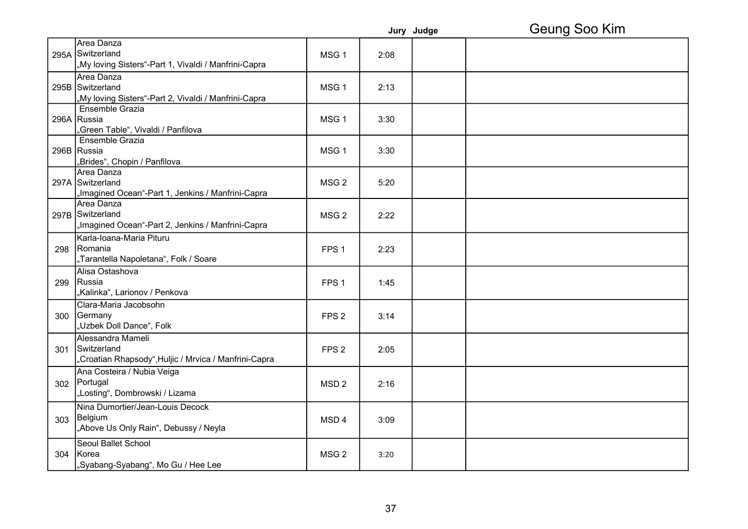Geung Soo Kim

| | | | | Jury | Judge |
|---|---|---|---|---|---|
| 295A | Area Danza<br>Switzerland<br>„My loving Sisters"-Part 1, Vivaldi / Manfrini-Capra | MSG 1 | 2:08 | | |
| 295B | Area Danza<br>Switzerland<br>„My loving Sisters"-Part 2, Vivaldi / Manfrini-Capra | MSG 1 | 2:13 | | |
| 296A | Ensemble Grazia<br>Russia<br>„Green Table", Vivaldi / Panfilova | MSG 1 | 3:30 | | |
| 296B | Ensemble Grazia<br>Russia<br>„Brides", Chopin / Panfilova | MSG 1 | 3:30 | | |
| 297A | Area Danza<br>Switzerland<br>„Imagined Ocean"-Part 1, Jenkins / Manfrini-Capra | MSG 2 | 5:20 | | |
| 297B | Area Danza<br>Switzerland<br>„Imagined Ocean"-Part 2, Jenkins / Manfrini-Capra | MSG 2 | 2:22 | | |
| 298 | Karla-Ioana-Maria Pituru<br>Romania<br>„Tarantella Napoletana", Folk / Soare | FPS 1 | 2:23 | | |
| 299 | Alisa Ostashova<br>Russia<br>„Kalinka", Larionov / Penkova | FPS 1 | 1:45 | | |
| 300 | Clara-Maria Jacobsohn<br>Germany<br>„Uzbek Doll Dance", Folk | FPS 2 | 3:14 | | |
| 301 | Alessandra Mameli<br>Switzerland<br>„Croatian Rhapsody",Huljic / Mrvica / Manfrini-Capra | FPS 2 | 2:05 | | |
| 302 | Ana Costeira / Nubia Veiga<br>Portugal<br>„Losting", Dombrowski / Lizama | MSD 2 | 2:16 | | |
| 303 | Nina Dumortier/Jean-Louis Decock<br>Belgium<br>„Above Us Only Rain", Debussy / Neyla | MSD 4 | 3:09 | | |
| 304 | Seoul Ballet School<br>Korea<br>„Syabang-Syabang", Mo Gu / Hee Lee | MSG 2 | 3:20 | | |